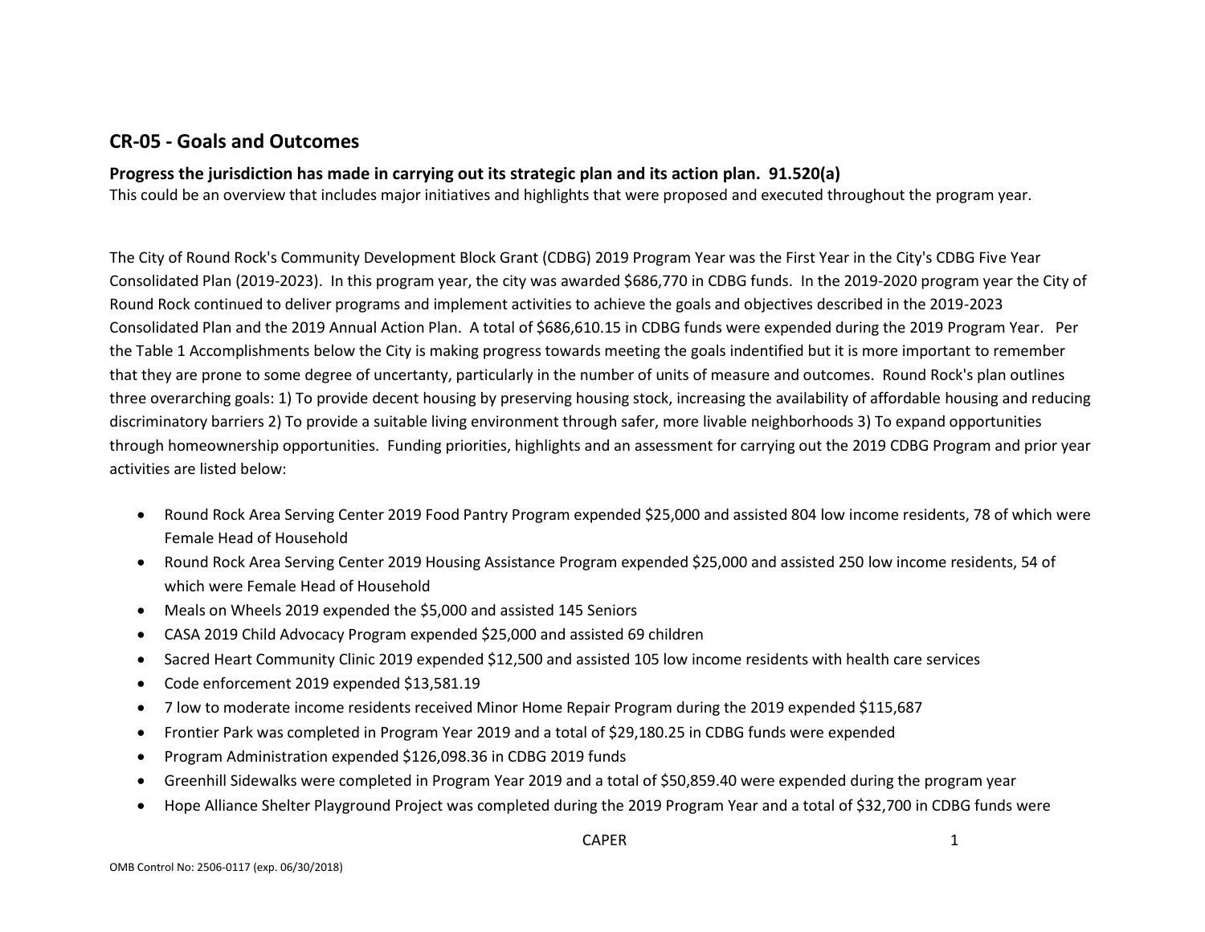## CR-05 - Goals and Outcomes

### Progress the jurisdiction has made in carrying out its strategic plan and its action plan. 91.520(a)

This could be an overview that includes major initiatives and highlights that were proposed and executed throughout the program year.

The City of Round Rock's Community Development Block Grant (CDBG) 2019 Program Year was the First Year in the City's CDBG Five Year Consolidated Plan (2019-2023). In this program year, the city was awarded $686,770 in CDBG funds. In the 2019-2020 program year the City of Round Rock continued to deliver programs and implement activities to achieve the goals and objectives described in the 2019-2023 Consolidated Plan and the 2019 Annual Action Plan. A total of $686,610.15 in CDBG funds were expended during the 2019 Program Year. Per the Table 1 Accomplishments below the City is making progress towards meeting the goals indentified but it is more important to remember that they are prone to some degree of uncertanty, particularly in the number of units of measure and outcomes. Round Rock's plan outlines three overarching goals: 1) To provide decent housing by preserving housing stock, increasing the availability of affordable housing and reducing discriminatory barriers 2) To provide a suitable living environment through safer, more livable neighborhoods 3) To expand opportunities through homeownership opportunities. Funding priorities, highlights and an assessment for carrying out the 2019 CDBG Program and prior year activities are listed below:

- Round Rock Area Serving Center 2019 Food Pantry Program expended $25,000 and assisted 804 low income residents, 78 of which were Female Head of Household
- Round Rock Area Serving Center 2019 Housing Assistance Program expended $25,000 and assisted 250 low income residents, 54 of which were Female Head of Household
- Meals on Wheels 2019 expended the $5,000 and assisted 145 Seniors
- CASA 2019 Child Advocacy Program expended $25,000 and assisted 69 children
- Sacred Heart Community Clinic 2019 expended $12,500 and assisted 105 low income residents with health care services
- Code enforcement 2019 expended $13,581.19
- 7 low to moderate income residents received Minor Home Repair Program during the 2019 expended $115,687
- Frontier Park was completed in Program Year 2019 and a total of $29,180.25 in CDBG funds were expended
- Program Administration expended $126,098.36 in CDBG 2019 funds
- Greenhill Sidewalks were completed in Program Year 2019 and a total of $50,859.40 were expended during the program year
- Hope Alliance Shelter Playground Project was completed during the 2019 Program Year and a total of $32,700 in CDBG funds were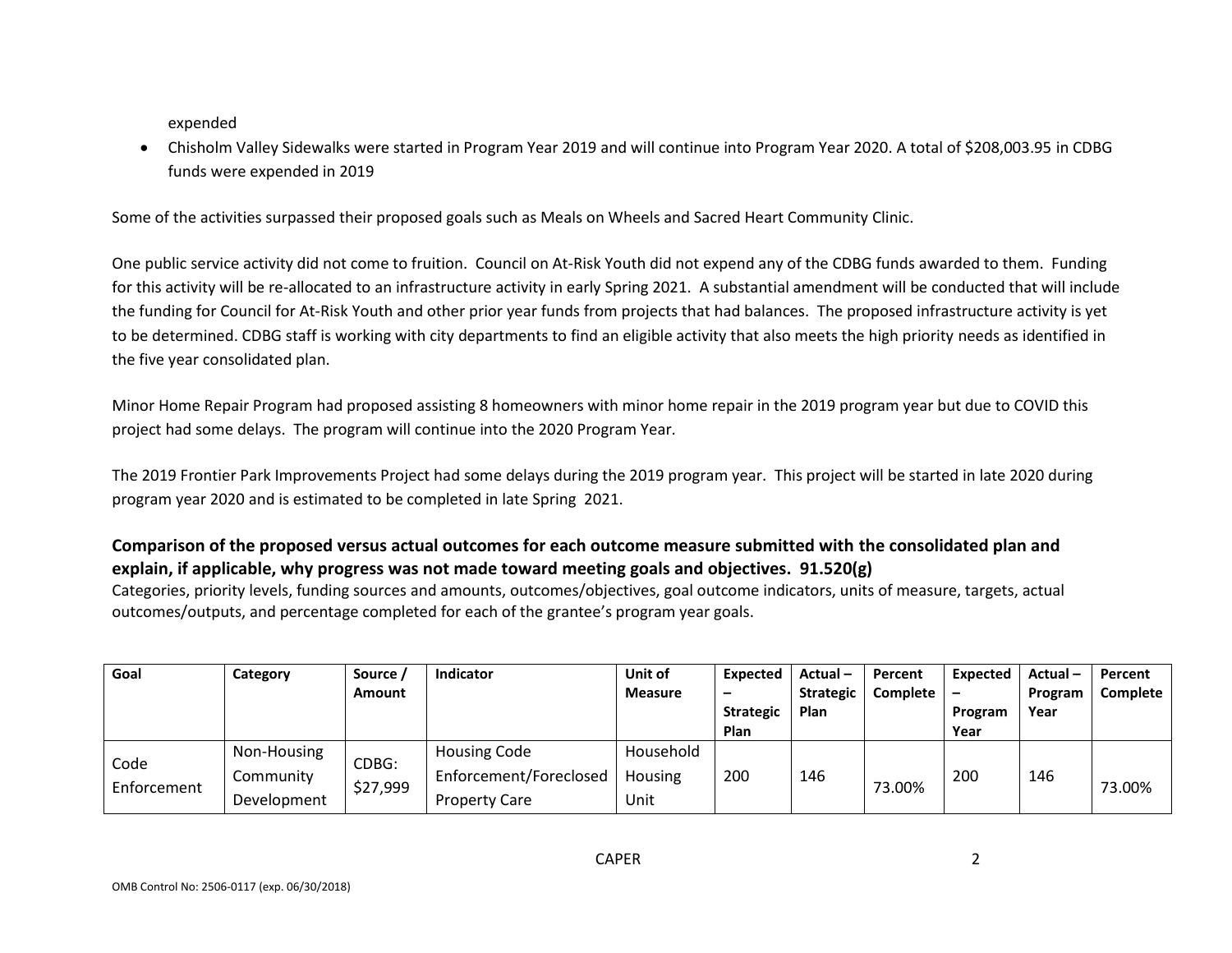expended

- Chisholm Valley Sidewalks were started in Program Year 2019 and will continue into Program Year 2020. A total of $208,003.95 in CDBG funds were expended in 2019

Some of the activities surpassed their proposed goals such as Meals on Wheels and Sacred Heart Community Clinic.

One public service activity did not come to fruition. Council on At-Risk Youth did not expend any of the CDBG funds awarded to them. Funding for this activity will be re-allocated to an infrastructure activity in early Spring 2021. A substantial amendment will be conducted that will include the funding for Council for At-Risk Youth and other prior year funds from projects that had balances. The proposed infrastructure activity is yet to be determined. CDBG staff is working with city departments to find an eligible activity that also meets the high priority needs as identified in the five year consolidated plan.

Minor Home Repair Program had proposed assisting 8 homeowners with minor home repair in the 2019 program year but due to COVID this project had some delays. The program will continue into the 2020 Program Year.

The 2019 Frontier Park Improvements Project had some delays during the 2019 program year. This project will be started in late 2020 during program year 2020 and is estimated to be completed in late Spring 2021.

## Comparison of the proposed versus actual outcomes for each outcome measure submitted with the consolidated plan and explain, if applicable, why progress was not made toward meeting goals and objectives. 91.520(g)

Categories, priority levels, funding sources and amounts, outcomes/objectives, goal outcome indicators, units of measure, targets, actual outcomes/outputs, and percentage completed for each of the grantee's program year goals.

| Goal | Category | Source / Amount | Indicator | Unit of Measure | Expected – Strategic Plan | Actual – Strategic Plan | Percent Complete | Expected – Program Year | Actual – Program Year | Percent Complete |
|---|---|---|---|---|---|---|---|---|---|---|
| Code Enforcement | Non-Housing Community Development | CDBG: $27,999 | Housing Code Enforcement/Foreclosed Property Care | Household Housing Unit | 200 | 146 | 73.00% | 200 | 146 | 73.00% |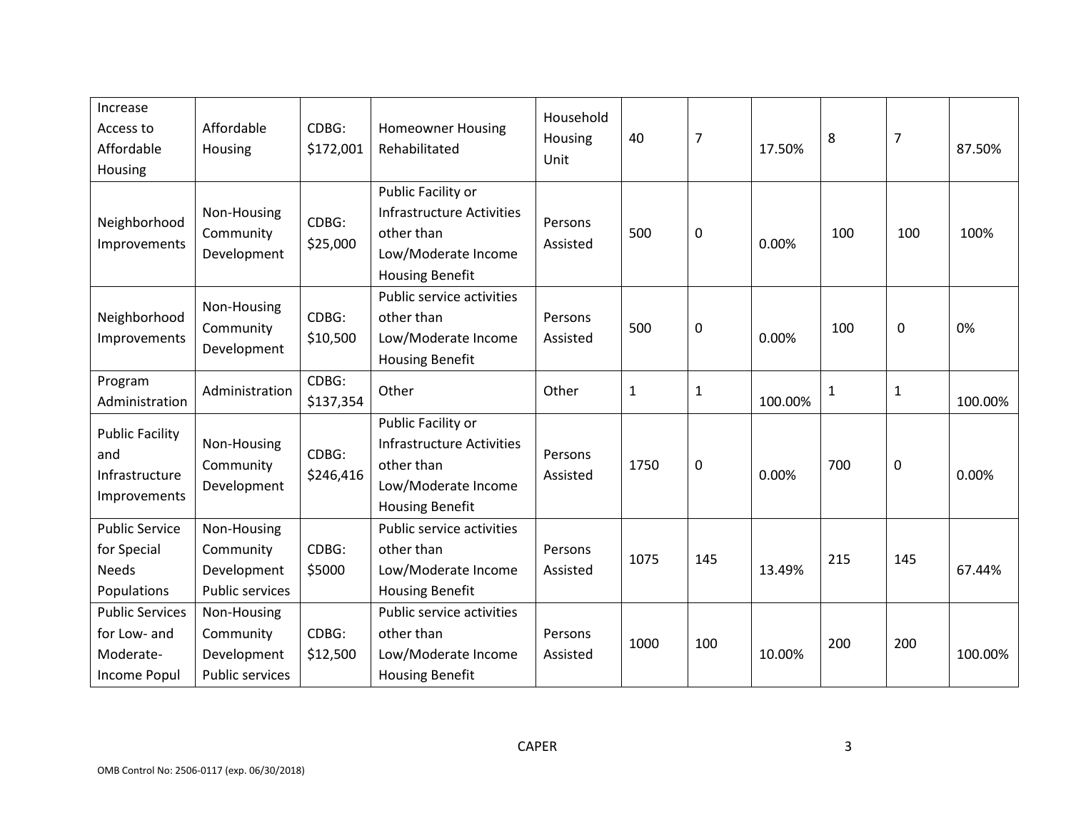| Increase Access to Affordable Housing | Affordable Housing | CDBG: $172,001 | Homeowner Housing Rehabilitated | Household Housing Unit | 40 | 7 | 17.50% | 8 | 7 | 87.50% |
|---|---|---|---|---|---|---|---|---|---|---|
| Neighborhood Improvements | Non-Housing Community Development | CDBG: $25,000 | Public Facility or Infrastructure Activities other than Low/Moderate Income Housing Benefit | Persons Assisted | 500 | 0 | 0.00% | 100 | 100 | 100% |
| Neighborhood Improvements | Non-Housing Community Development | CDBG: $10,500 | Public service activities other than Low/Moderate Income Housing Benefit | Persons Assisted | 500 | 0 | 0.00% | 100 | 0 | 0% |
| Program Administration | Administration | CDBG: $137,354 | Other | Other | 1 | 1 | 100.00% | 1 | 1 | 100.00% |
| Public Facility and Infrastructure Improvements | Non-Housing Community Development | CDBG: $246,416 | Public Facility or Infrastructure Activities other than Low/Moderate Income Housing Benefit | Persons Assisted | 1750 | 0 | 0.00% | 700 | 0 | 0.00% |
| Public Service for Special Needs Populations | Non-Housing Community Development Public services | CDBG: $5000 | Public service activities other than Low/Moderate Income Housing Benefit | Persons Assisted | 1075 | 145 | 13.49% | 215 | 145 | 67.44% |
| Public Services for Low- and Moderate-Income Popul | Non-Housing Community Development Public services | CDBG: $12,500 | Public service activities other than Low/Moderate Income Housing Benefit | Persons Assisted | 1000 | 100 | 10.00% | 200 | 200 | 100.00% |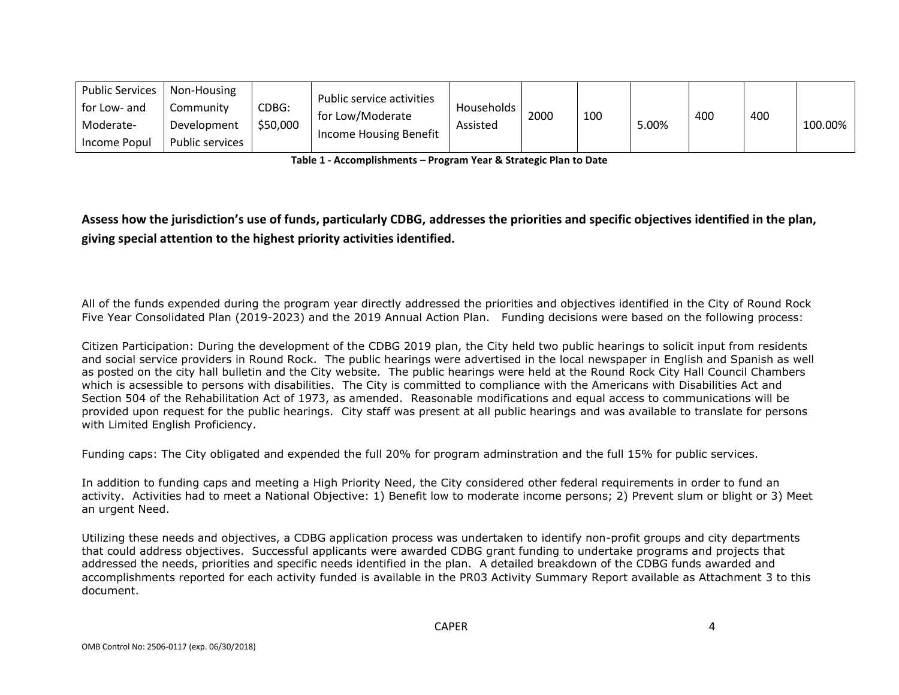| Public Services for Low- and Moderate-Income Popul | Non-Housing Community Development Public services | CDBG: $50,000 | Public service activities for Low/Moderate Income Housing Benefit | Households Assisted | 2000 | 100 | 5.00% | 400 | 400 | 100.00% |
|---|---|---|---|---|---|---|---|---|---|---|

**Table 1 - Accomplishments – Program Year & Strategic Plan to Date**

### Assess how the jurisdiction's use of funds, particularly CDBG, addresses the priorities and specific objectives identified in the plan, giving special attention to the highest priority activities identified.

All of the funds expended during the program year directly addressed the priorities and objectives identified in the City of Round Rock Five Year Consolidated Plan (2019-2023) and the 2019 Annual Action Plan. Funding decisions were based on the following process:

Citizen Participation: During the development of the CDBG 2019 plan, the City held two public hearings to solicit input from residents and social service providers in Round Rock. The public hearings were advertised in the local newspaper in English and Spanish as well as posted on the city hall bulletin and the City website. The public hearings were held at the Round Rock City Hall Council Chambers which is acsessible to persons with disabilities. The City is committed to compliance with the Americans with Disabilities Act and Section 504 of the Rehabilitation Act of 1973, as amended. Reasonable modifications and equal access to communications will be provided upon request for the public hearings. City staff was present at all public hearings and was available to translate for persons with Limited English Proficiency.

Funding caps: The City obligated and expended the full 20% for program adminstration and the full 15% for public services.

In addition to funding caps and meeting a High Priority Need, the City considered other federal requirements in order to fund an activity. Activities had to meet a National Objective: 1) Benefit low to moderate income persons; 2) Prevent slum or blight or 3) Meet an urgent Need.

Utilizing these needs and objectives, a CDBG application process was undertaken to identify non-profit groups and city departments that could address objectives. Successful applicants were awarded CDBG grant funding to undertake programs and projects that addressed the needs, priorities and specific needs identified in the plan. A detailed breakdown of the CDBG funds awarded and accomplishments reported for each activity funded is available in the PR03 Activity Summary Report available as Attachment 3 to this document.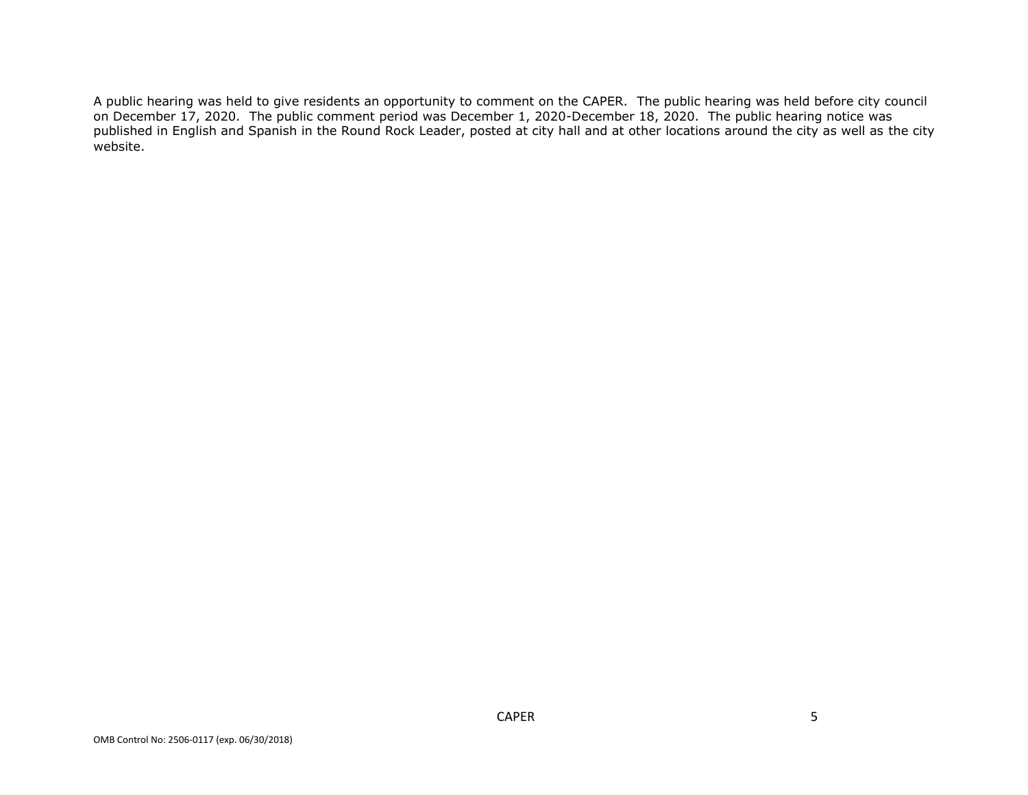A public hearing was held to give residents an opportunity to comment on the CAPER. The public hearing was held before city council on December 17, 2020. The public comment period was December 1, 2020-December 18, 2020. The public hearing notice was published in English and Spanish in the Round Rock Leader, posted at city hall and at other locations around the city as well as the city website.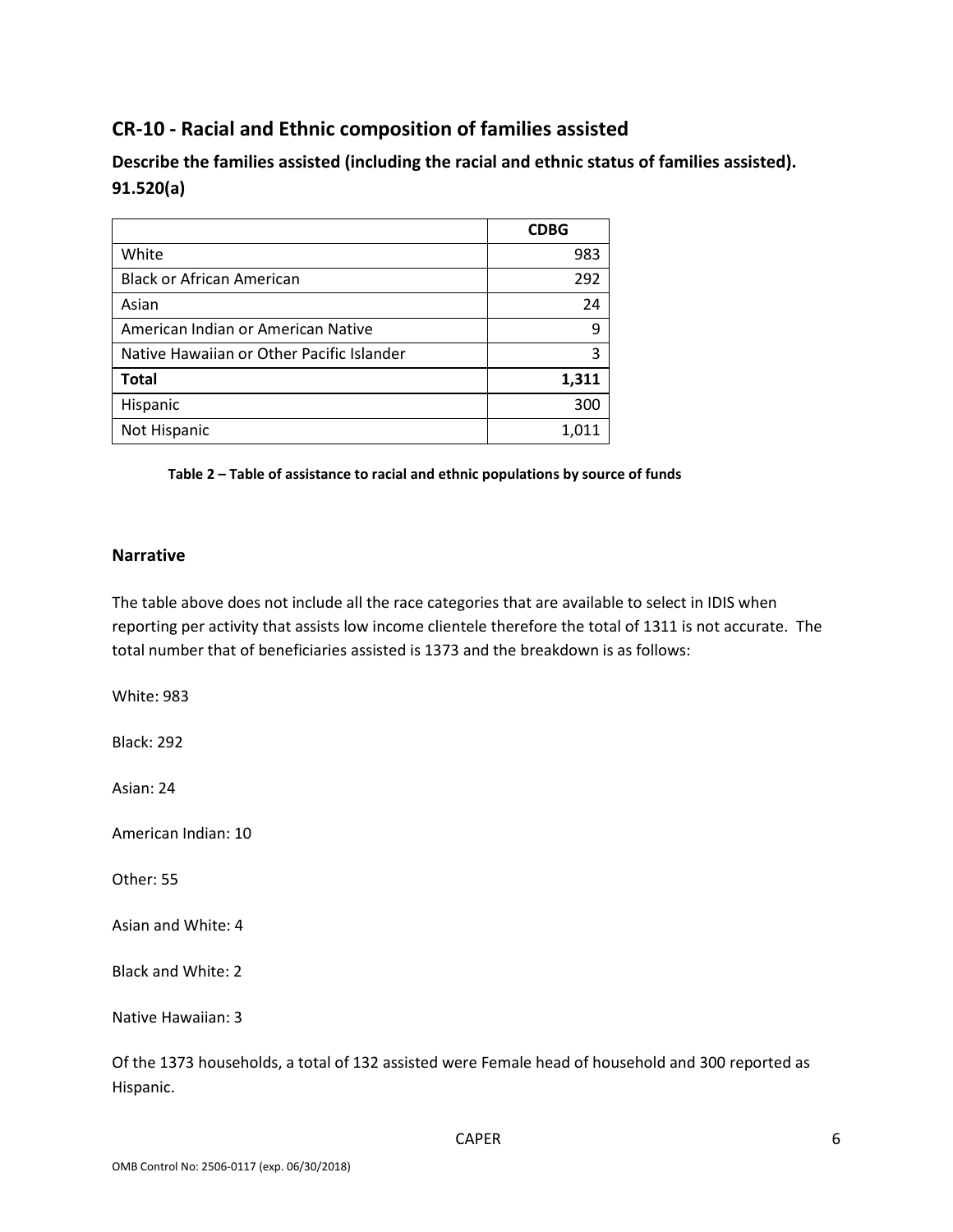## CR-10 - Racial and Ethnic composition of families assisted

### Describe the families assisted (including the racial and ethnic status of families assisted). 91.520(a)

| | CDBG |
|---|---|
| White | 983 |
| Black or African American | 292 |
| Asian | 24 |
| American Indian or American Native | 9 |
| Native Hawaiian or Other Pacific Islander | 3 |
| **Total** | **1,311** |
| Hispanic | 300 |
| Not Hispanic | 1,011 |

**Table 2 – Table of assistance to racial and ethnic populations by source of funds**

### Narrative

The table above does not include all the race categories that are available to select in IDIS when reporting per activity that assists low income clientele therefore the total of 1311 is not accurate. The total number that of beneficiaries assisted is 1373 and the breakdown is as follows:

White: 983

Black: 292

Asian: 24

American Indian: 10

Other: 55

Asian and White: 4

Black and White: 2

Native Hawaiian: 3

Of the 1373 households, a total of 132 assisted were Female head of household and 300 reported as Hispanic.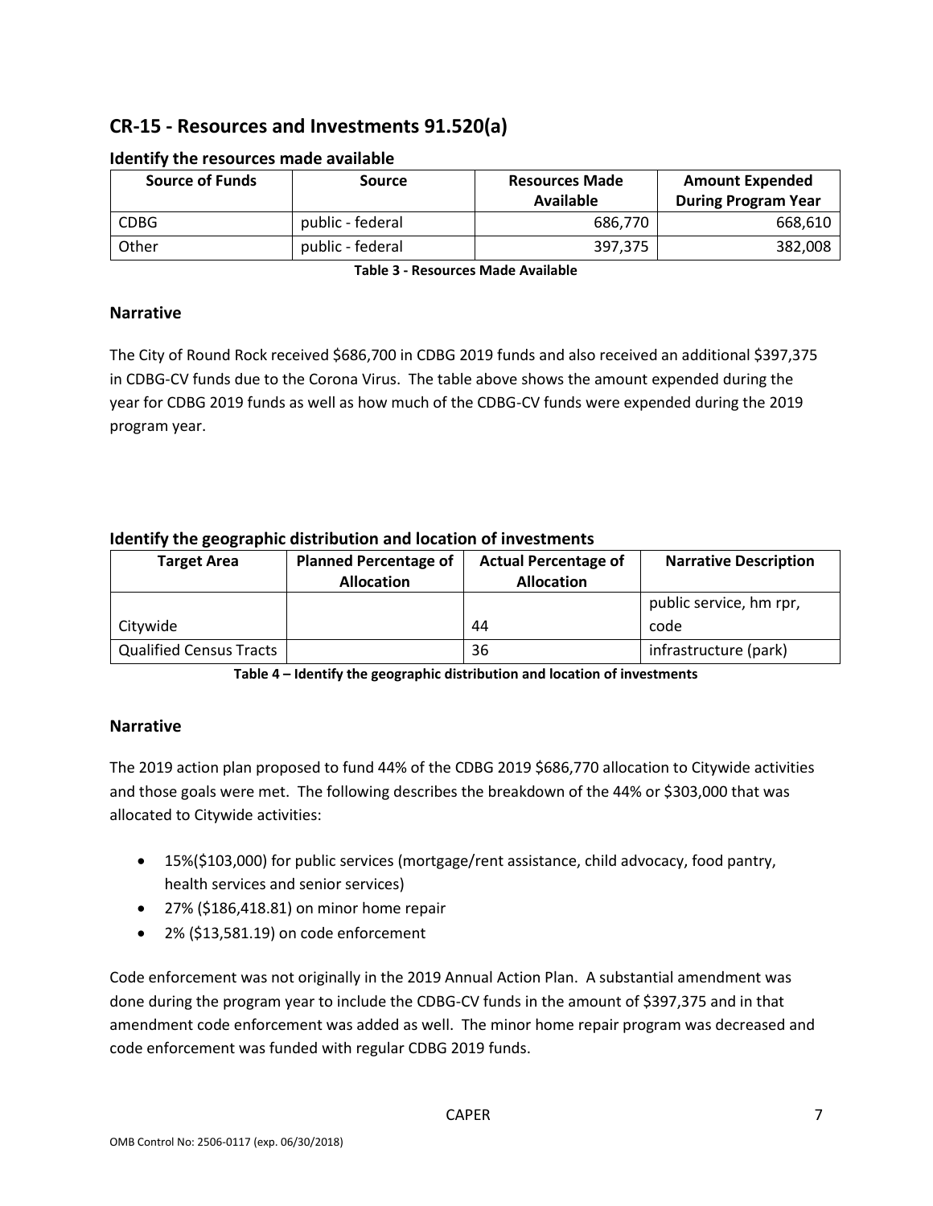## CR-15 - Resources and Investments 91.520(a)

### Identify the resources made available

| Source of Funds | Source | Resources Made Available | Amount Expended During Program Year |
|---|---|---|---|
| CDBG | public - federal | 686,770 | 668,610 |
| Other | public - federal | 397,375 | 382,008 |

**Table 3 - Resources Made Available**

### Narrative

The City of Round Rock received $686,700 in CDBG 2019 funds and also received an additional $397,375 in CDBG-CV funds due to the Corona Virus. The table above shows the amount expended during the year for CDBG 2019 funds as well as how much of the CDBG-CV funds were expended during the 2019 program year.

### Identify the geographic distribution and location of investments

| Target Area | Planned Percentage of Allocation | Actual Percentage of Allocation | Narrative Description |
|---|---|---|---|
| Citywide | | 44 | public service, hm rpr, code |
| Qualified Census Tracts | | 36 | infrastructure (park) |

**Table 4 – Identify the geographic distribution and location of investments**

### Narrative

The 2019 action plan proposed to fund 44% of the CDBG 2019 $686,770 allocation to Citywide activities and those goals were met. The following describes the breakdown of the 44% or $303,000 that was allocated to Citywide activities:

- 15%($103,000) for public services (mortgage/rent assistance, child advocacy, food pantry, health services and senior services)
- 27% ($186,418.81) on minor home repair
- 2% ($13,581.19) on code enforcement

Code enforcement was not originally in the 2019 Annual Action Plan. A substantial amendment was done during the program year to include the CDBG-CV funds in the amount of $397,375 and in that amendment code enforcement was added as well. The minor home repair program was decreased and code enforcement was funded with regular CDBG 2019 funds.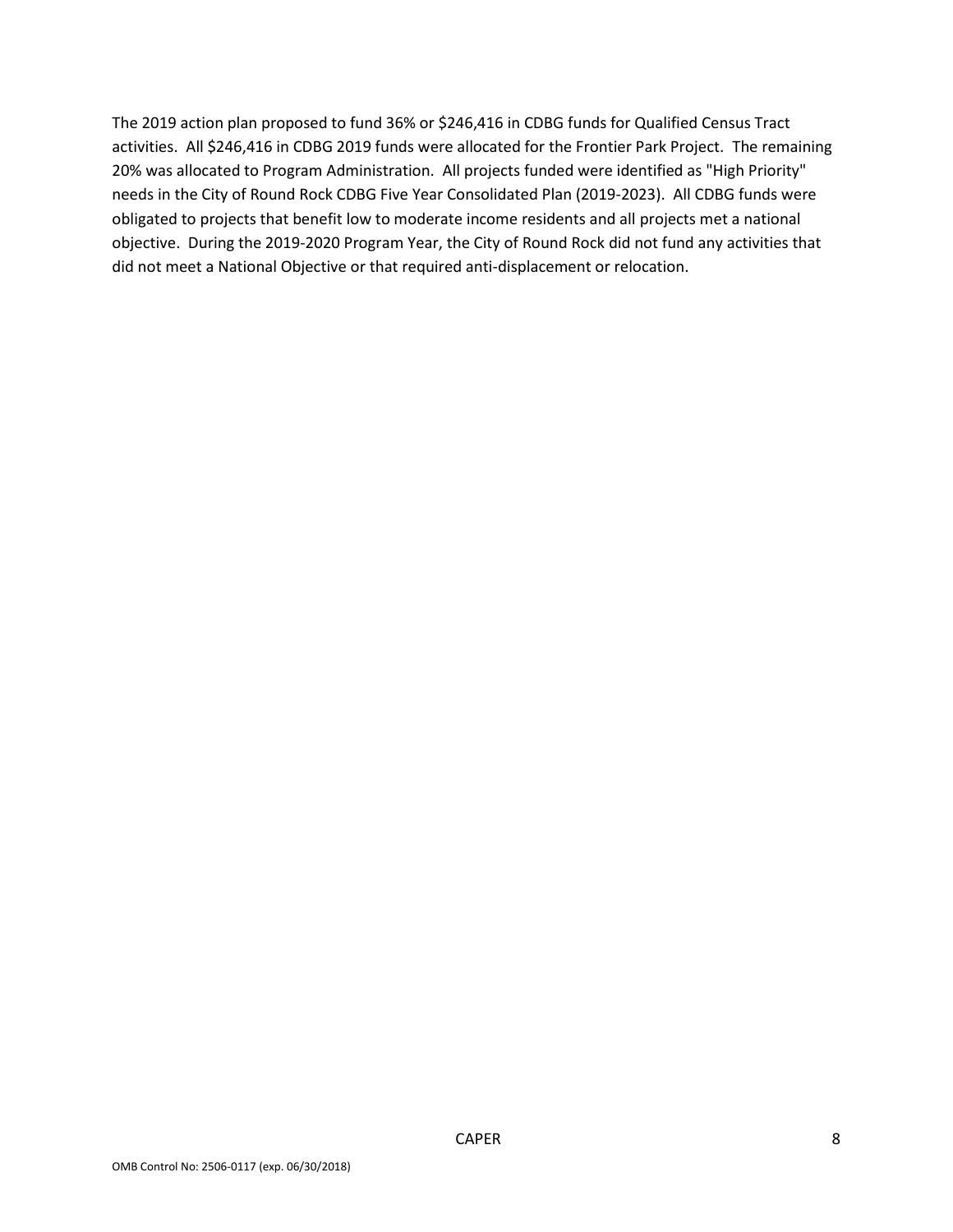The 2019 action plan proposed to fund 36% or $246,416 in CDBG funds for Qualified Census Tract activities. All $246,416 in CDBG 2019 funds were allocated for the Frontier Park Project. The remaining 20% was allocated to Program Administration. All projects funded were identified as "High Priority" needs in the City of Round Rock CDBG Five Year Consolidated Plan (2019-2023). All CDBG funds were obligated to projects that benefit low to moderate income residents and all projects met a national objective. During the 2019-2020 Program Year, the City of Round Rock did not fund any activities that did not meet a National Objective or that required anti-displacement or relocation.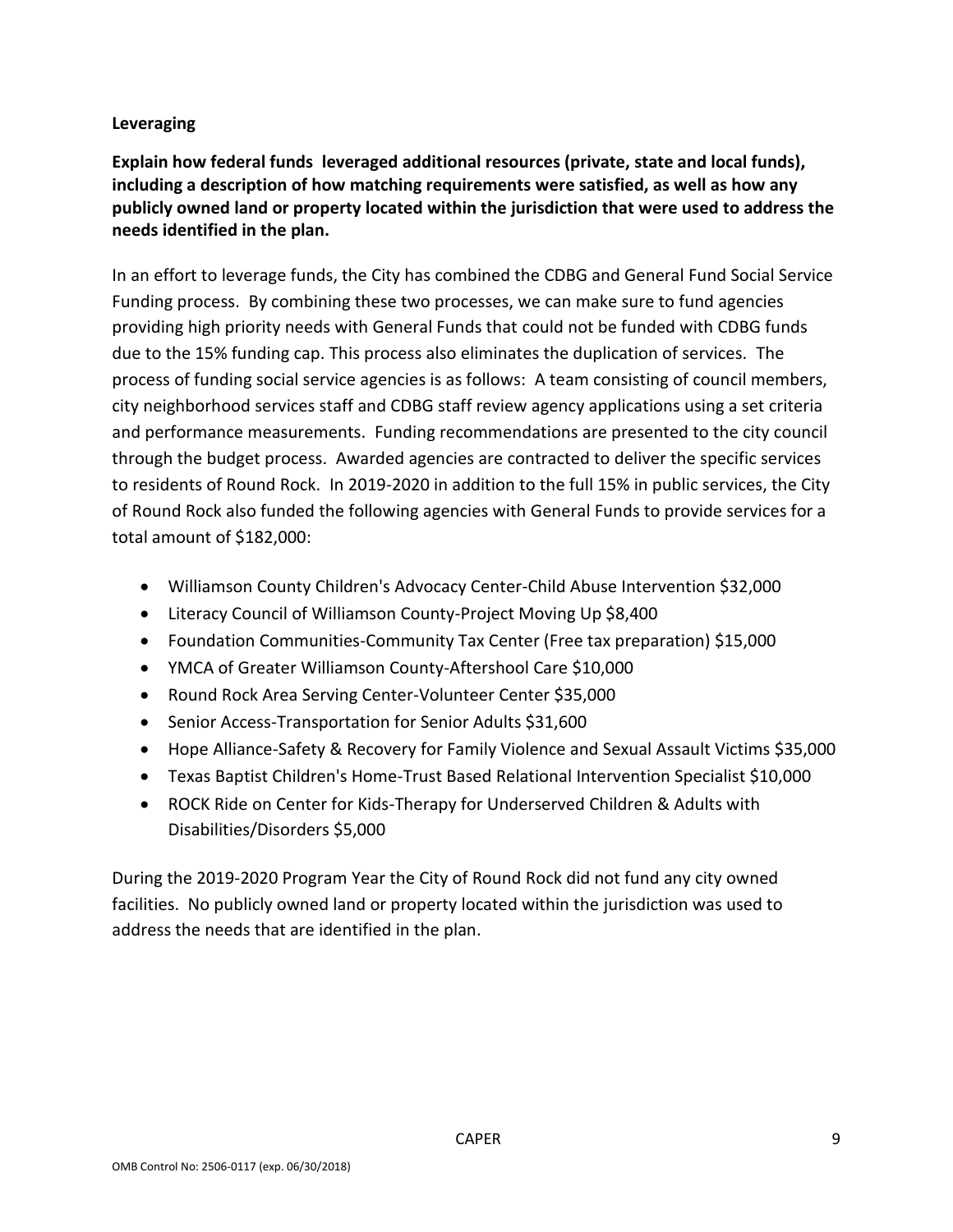**Leveraging**

**Explain how federal funds leveraged additional resources (private, state and local funds), including a description of how matching requirements were satisfied, as well as how any publicly owned land or property located within the jurisdiction that were used to address the needs identified in the plan.**

In an effort to leverage funds, the City has combined the CDBG and General Fund Social Service Funding process. By combining these two processes, we can make sure to fund agencies providing high priority needs with General Funds that could not be funded with CDBG funds due to the 15% funding cap. This process also eliminates the duplication of services. The process of funding social service agencies is as follows: A team consisting of council members, city neighborhood services staff and CDBG staff review agency applications using a set criteria and performance measurements. Funding recommendations are presented to the city council through the budget process. Awarded agencies are contracted to deliver the specific services to residents of Round Rock. In 2019-2020 in addition to the full 15% in public services, the City of Round Rock also funded the following agencies with General Funds to provide services for a total amount of $182,000:

- Williamson County Children's Advocacy Center-Child Abuse Intervention $32,000
- Literacy Council of Williamson County-Project Moving Up $8,400
- Foundation Communities-Community Tax Center (Free tax preparation) $15,000
- YMCA of Greater Williamson County-Aftershool Care $10,000
- Round Rock Area Serving Center-Volunteer Center $35,000
- Senior Access-Transportation for Senior Adults $31,600
- Hope Alliance-Safety & Recovery for Family Violence and Sexual Assault Victims $35,000
- Texas Baptist Children's Home-Trust Based Relational Intervention Specialist $10,000
- ROCK Ride on Center for Kids-Therapy for Underserved Children & Adults with Disabilities/Disorders $5,000

During the 2019-2020 Program Year the City of Round Rock did not fund any city owned facilities. No publicly owned land or property located within the jurisdiction was used to address the needs that are identified in the plan.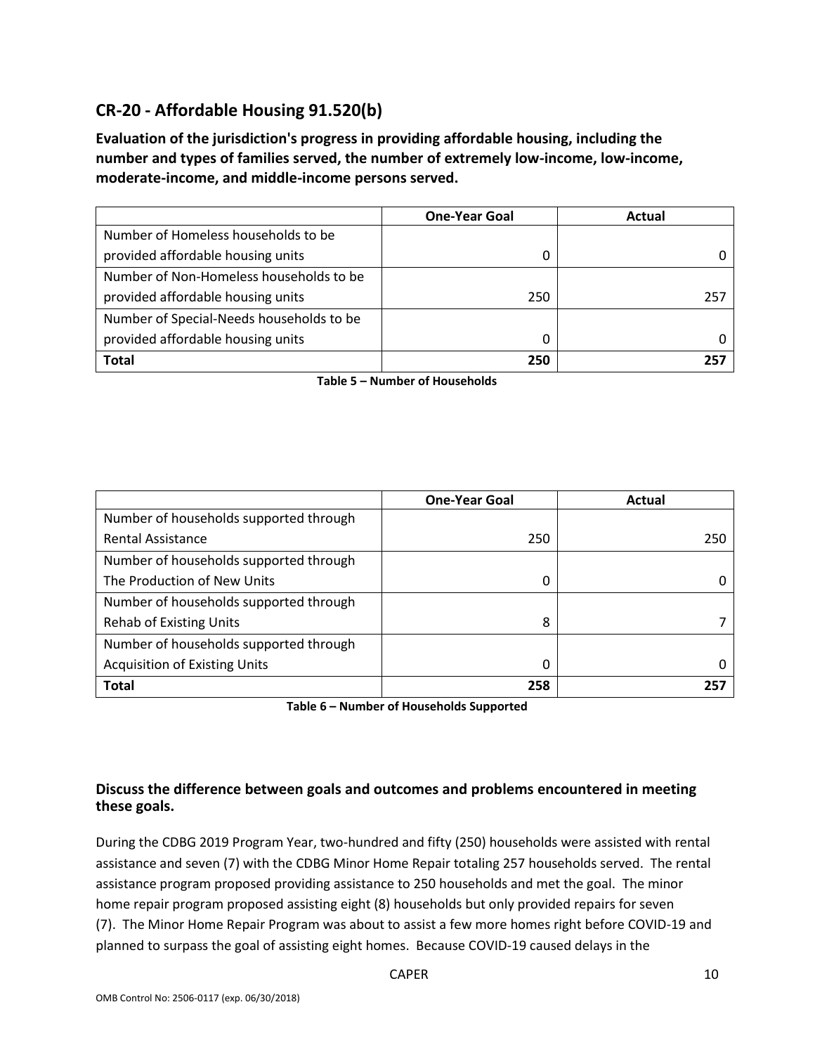## CR-20 - Affordable Housing 91.520(b)

**Evaluation of the jurisdiction's progress in providing affordable housing, including the number and types of families served, the number of extremely low-income, low-income, moderate-income, and middle-income persons served.**

| | One-Year Goal | Actual |
|---|---|---|
| Number of Homeless households to be provided affordable housing units | 0 | 0 |
| Number of Non-Homeless households to be provided affordable housing units | 250 | 257 |
| Number of Special-Needs households to be provided affordable housing units | 0 | 0 |
| **Total** | **250** | **257** |

**Table 5 – Number of Households**

| | One-Year Goal | Actual |
|---|---|---|
| Number of households supported through Rental Assistance | 250 | 250 |
| Number of households supported through The Production of New Units | 0 | 0 |
| Number of households supported through Rehab of Existing Units | 8 | 7 |
| Number of households supported through Acquisition of Existing Units | 0 | 0 |
| **Total** | **258** | **257** |

**Table 6 – Number of Households Supported**

**Discuss the difference between goals and outcomes and problems encountered in meeting these goals.**

During the CDBG 2019 Program Year, two-hundred and fifty (250) households were assisted with rental assistance and seven (7) with the CDBG Minor Home Repair totaling 257 households served. The rental assistance program proposed providing assistance to 250 households and met the goal. The minor home repair program proposed assisting eight (8) households but only provided repairs for seven (7). The Minor Home Repair Program was about to assist a few more homes right before COVID-19 and planned to surpass the goal of assisting eight homes. Because COVID-19 caused delays in the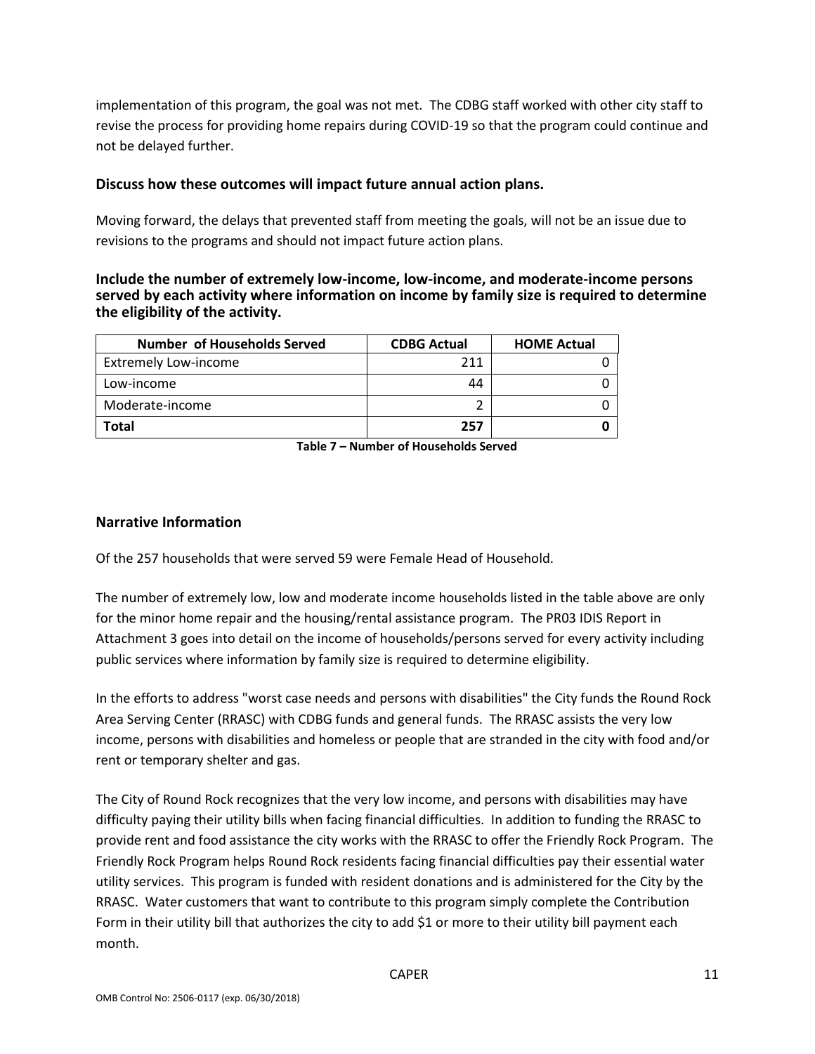implementation of this program, the goal was not met. The CDBG staff worked with other city staff to revise the process for providing home repairs during COVID-19 so that the program could continue and not be delayed further.

### Discuss how these outcomes will impact future annual action plans.

Moving forward, the delays that prevented staff from meeting the goals, will not be an issue due to revisions to the programs and should not impact future action plans.

### Include the number of extremely low-income, low-income, and moderate-income persons served by each activity where information on income by family size is required to determine the eligibility of the activity.

| Number of Households Served | CDBG Actual | HOME Actual |
|---|---|---|
| Extremely Low-income | 211 | 0 |
| Low-income | 44 | 0 |
| Moderate-income | 2 | 0 |
| **Total** | **257** | **0** |

**Table 7 – Number of Households Served**

## Narrative Information

Of the 257 households that were served 59 were Female Head of Household.

The number of extremely low, low and moderate income households listed in the table above are only for the minor home repair and the housing/rental assistance program. The PR03 IDIS Report in Attachment 3 goes into detail on the income of households/persons served for every activity including public services where information by family size is required to determine eligibility.

In the efforts to address "worst case needs and persons with disabilities" the City funds the Round Rock Area Serving Center (RRASC) with CDBG funds and general funds. The RRASC assists the very low income, persons with disabilities and homeless or people that are stranded in the city with food and/or rent or temporary shelter and gas.

The City of Round Rock recognizes that the very low income, and persons with disabilities may have difficulty paying their utility bills when facing financial difficulties. In addition to funding the RRASC to provide rent and food assistance the city works with the RRASC to offer the Friendly Rock Program. The Friendly Rock Program helps Round Rock residents facing financial difficulties pay their essential water utility services. This program is funded with resident donations and is administered for the City by the RRASC. Water customers that want to contribute to this program simply complete the Contribution Form in their utility bill that authorizes the city to add $1 or more to their utility bill payment each month.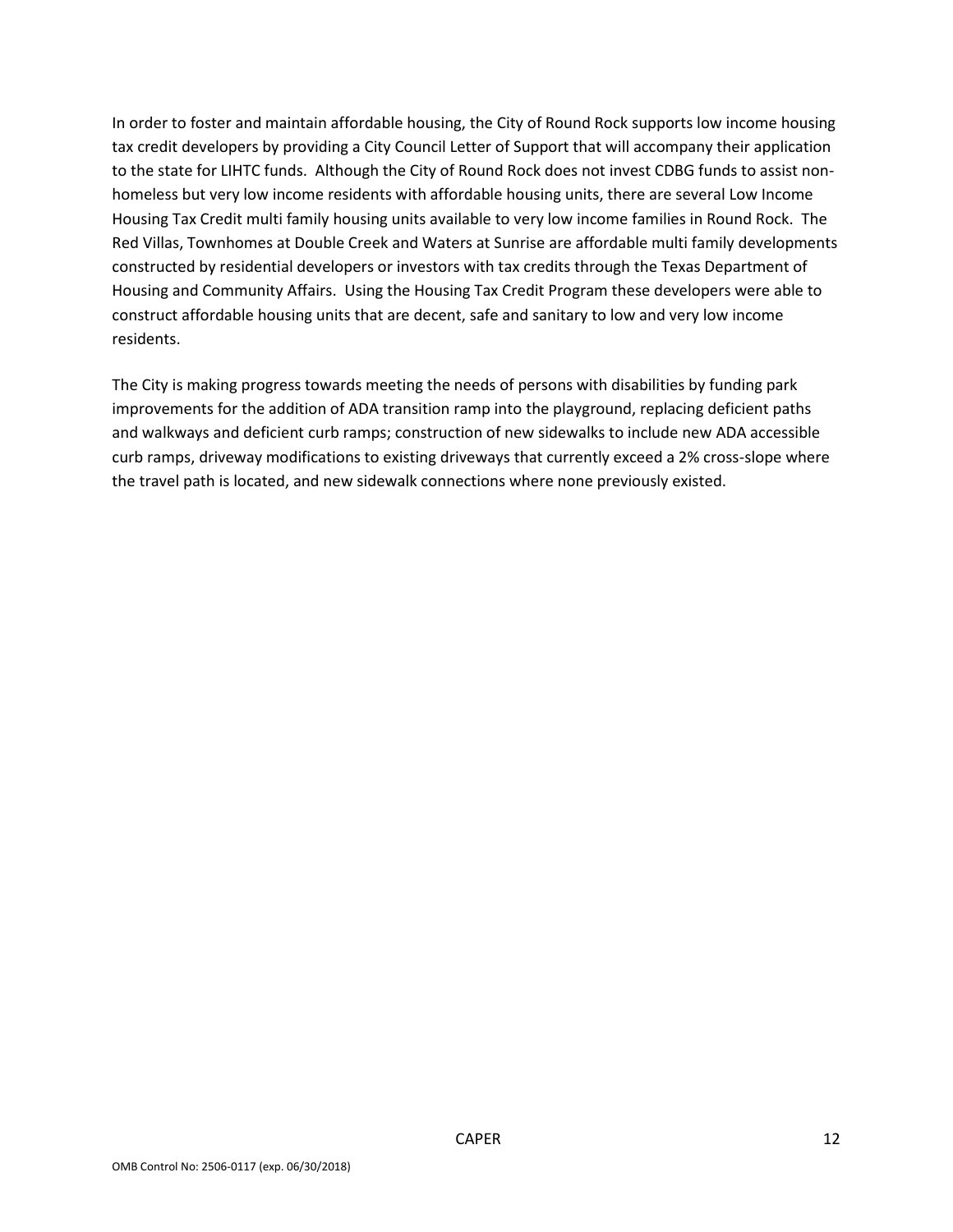In order to foster and maintain affordable housing, the City of Round Rock supports low income housing tax credit developers by providing a City Council Letter of Support that will accompany their application to the state for LIHTC funds. Although the City of Round Rock does not invest CDBG funds to assist non-homeless but very low income residents with affordable housing units, there are several Low Income Housing Tax Credit multi family housing units available to very low income families in Round Rock. The Red Villas, Townhomes at Double Creek and Waters at Sunrise are affordable multi family developments constructed by residential developers or investors with tax credits through the Texas Department of Housing and Community Affairs. Using the Housing Tax Credit Program these developers were able to construct affordable housing units that are decent, safe and sanitary to low and very low income residents.

The City is making progress towards meeting the needs of persons with disabilities by funding park improvements for the addition of ADA transition ramp into the playground, replacing deficient paths and walkways and deficient curb ramps; construction of new sidewalks to include new ADA accessible curb ramps, driveway modifications to existing driveways that currently exceed a 2% cross-slope where the travel path is located, and new sidewalk connections where none previously existed.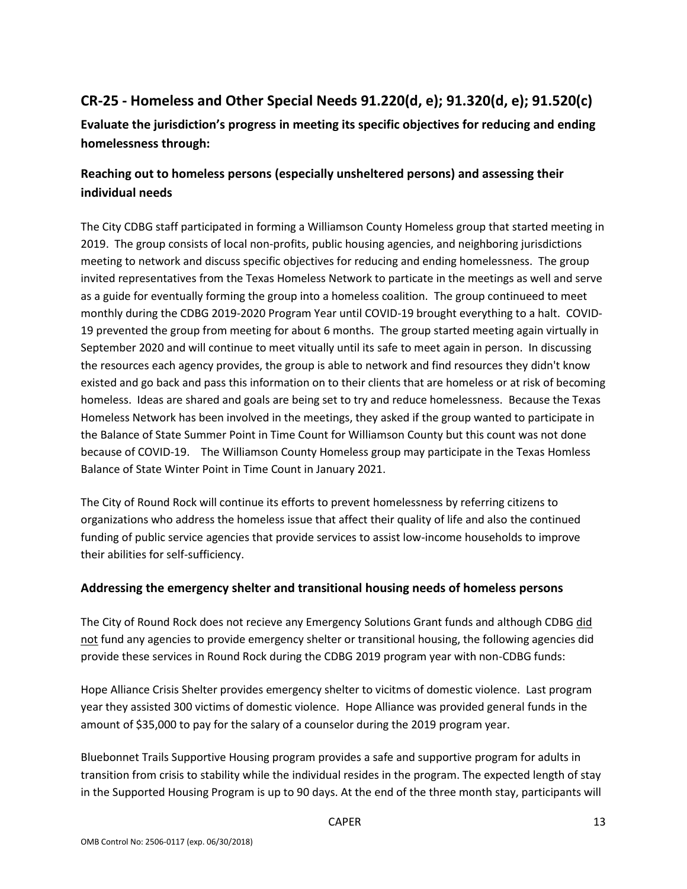## CR-25 - Homeless and Other Special Needs 91.220(d, e); 91.320(d, e); 91.520(c)

**Evaluate the jurisdiction's progress in meeting its specific objectives for reducing and ending homelessness through:**

### Reaching out to homeless persons (especially unsheltered persons) and assessing their individual needs

The City CDBG staff participated in forming a Williamson County Homeless group that started meeting in 2019. The group consists of local non-profits, public housing agencies, and neighboring jurisdictions meeting to network and discuss specific objectives for reducing and ending homelessness. The group invited representatives from the Texas Homeless Network to particate in the meetings as well and serve as a guide for eventually forming the group into a homeless coalition. The group continueed to meet monthly during the CDBG 2019-2020 Program Year until COVID-19 brought everything to a halt. COVID-19 prevented the group from meeting for about 6 months. The group started meeting again virtually in September 2020 and will continue to meet vitually until its safe to meet again in person. In discussing the resources each agency provides, the group is able to network and find resources they didn't know existed and go back and pass this information on to their clients that are homeless or at risk of becoming homeless. Ideas are shared and goals are being set to try and reduce homelessness. Because the Texas Homeless Network has been involved in the meetings, they asked if the group wanted to participate in the Balance of State Summer Point in Time Count for Williamson County but this count was not done because of COVID-19. The Williamson County Homeless group may participate in the Texas Homless Balance of State Winter Point in Time Count in January 2021.

The City of Round Rock will continue its efforts to prevent homelessness by referring citizens to organizations who address the homeless issue that affect their quality of life and also the continued funding of public service agencies that provide services to assist low-income households to improve their abilities for self-sufficiency.

### Addressing the emergency shelter and transitional housing needs of homeless persons

The City of Round Rock does not recieve any Emergency Solutions Grant funds and although CDBG <u>did not</u> fund any agencies to provide emergency shelter or transitional housing, the following agencies did provide these services in Round Rock during the CDBG 2019 program year with non-CDBG funds:

Hope Alliance Crisis Shelter provides emergency shelter to vicitms of domestic violence. Last program year they assisted 300 victims of domestic violence. Hope Alliance was provided general funds in the amount of $35,000 to pay for the salary of a counselor during the 2019 program year.

Bluebonnet Trails Supportive Housing program provides a safe and supportive program for adults in transition from crisis to stability while the individual resides in the program. The expected length of stay in the Supported Housing Program is up to 90 days. At the end of the three month stay, participants will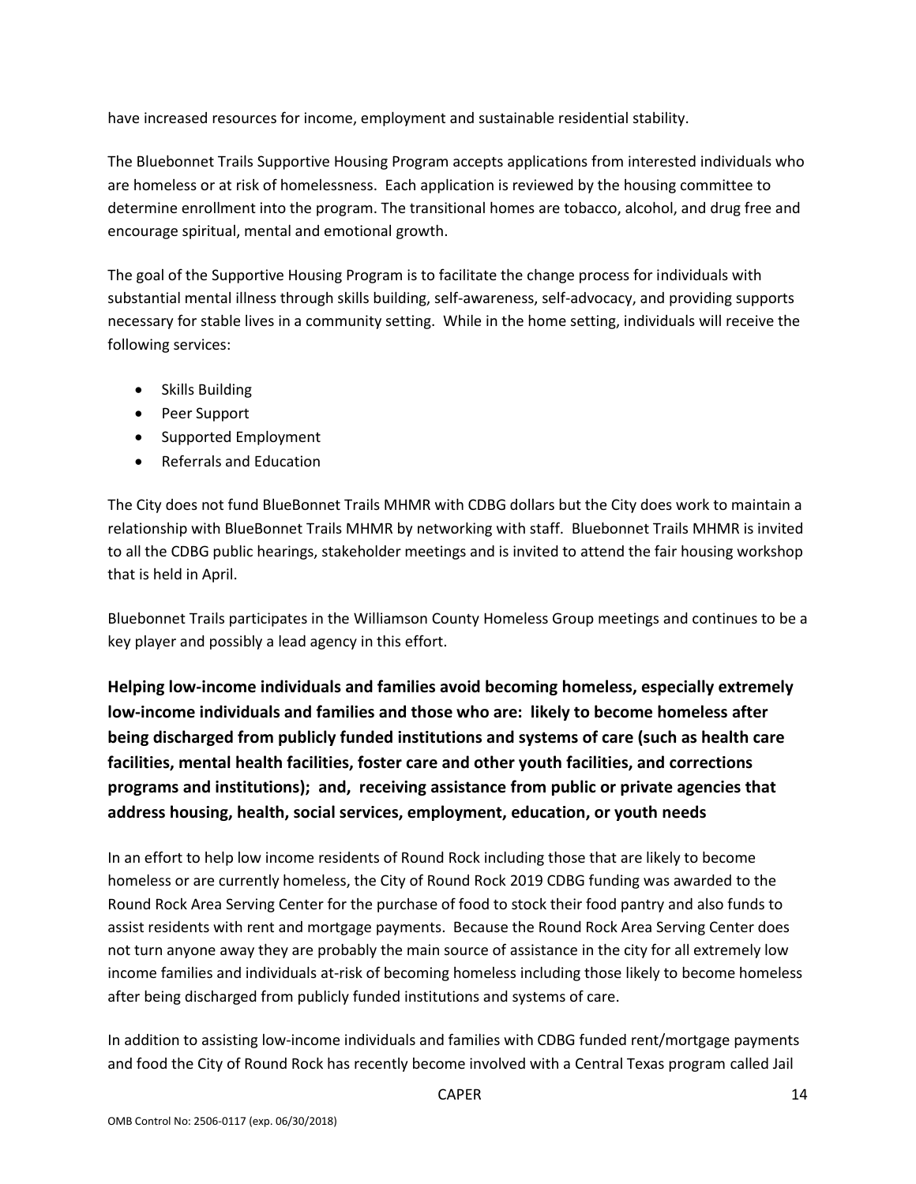have increased resources for income, employment and sustainable residential stability.

The Bluebonnet Trails Supportive Housing Program accepts applications from interested individuals who are homeless or at risk of homelessness. Each application is reviewed by the housing committee to determine enrollment into the program. The transitional homes are tobacco, alcohol, and drug free and encourage spiritual, mental and emotional growth.

The goal of the Supportive Housing Program is to facilitate the change process for individuals with substantial mental illness through skills building, self-awareness, self-advocacy, and providing supports necessary for stable lives in a community setting. While in the home setting, individuals will receive the following services:

- Skills Building
- Peer Support
- Supported Employment
- Referrals and Education

The City does not fund BlueBonnet Trails MHMR with CDBG dollars but the City does work to maintain a relationship with BlueBonnet Trails MHMR by networking with staff. Bluebonnet Trails MHMR is invited to all the CDBG public hearings, stakeholder meetings and is invited to attend the fair housing workshop that is held in April.

Bluebonnet Trails participates in the Williamson County Homeless Group meetings and continues to be a key player and possibly a lead agency in this effort.

**Helping low-income individuals and families avoid becoming homeless, especially extremely low-income individuals and families and those who are: likely to become homeless after being discharged from publicly funded institutions and systems of care (such as health care facilities, mental health facilities, foster care and other youth facilities, and corrections programs and institutions); and, receiving assistance from public or private agencies that address housing, health, social services, employment, education, or youth needs**

In an effort to help low income residents of Round Rock including those that are likely to become homeless or are currently homeless, the City of Round Rock 2019 CDBG funding was awarded to the Round Rock Area Serving Center for the purchase of food to stock their food pantry and also funds to assist residents with rent and mortgage payments. Because the Round Rock Area Serving Center does not turn anyone away they are probably the main source of assistance in the city for all extremely low income families and individuals at-risk of becoming homeless including those likely to become homeless after being discharged from publicly funded institutions and systems of care.

In addition to assisting low-income individuals and families with CDBG funded rent/mortgage payments and food the City of Round Rock has recently become involved with a Central Texas program called Jail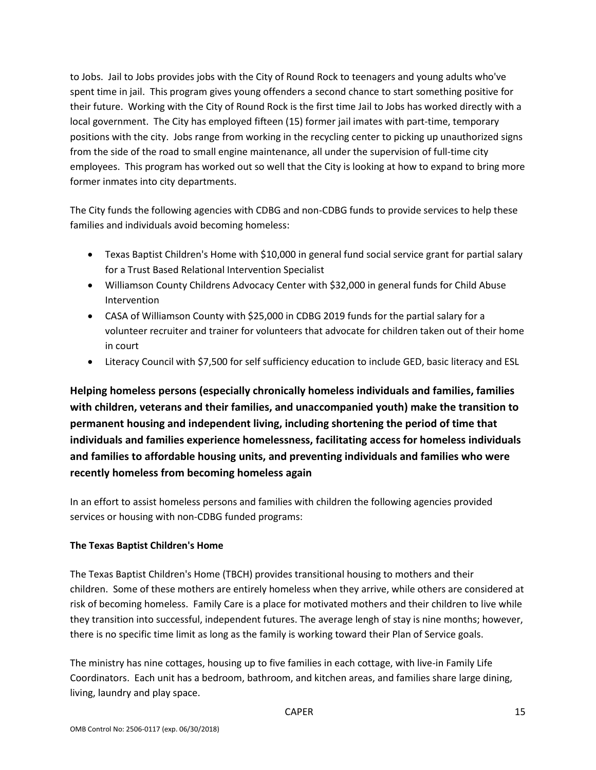to Jobs. Jail to Jobs provides jobs with the City of Round Rock to teenagers and young adults who've spent time in jail. This program gives young offenders a second chance to start something positive for their future. Working with the City of Round Rock is the first time Jail to Jobs has worked directly with a local government. The City has employed fifteen (15) former jail imates with part-time, temporary positions with the city. Jobs range from working in the recycling center to picking up unauthorized signs from the side of the road to small engine maintenance, all under the supervision of full-time city employees. This program has worked out so well that the City is looking at how to expand to bring more former inmates into city departments.

The City funds the following agencies with CDBG and non-CDBG funds to provide services to help these families and individuals avoid becoming homeless:

- Texas Baptist Children's Home with $10,000 in general fund social service grant for partial salary for a Trust Based Relational Intervention Specialist
- Williamson County Childrens Advocacy Center with $32,000 in general funds for Child Abuse Intervention
- CASA of Williamson County with $25,000 in CDBG 2019 funds for the partial salary for a volunteer recruiter and trainer for volunteers that advocate for children taken out of their home in court
- Literacy Council with $7,500 for self sufficiency education to include GED, basic literacy and ESL

**Helping homeless persons (especially chronically homeless individuals and families, families with children, veterans and their families, and unaccompanied youth) make the transition to permanent housing and independent living, including shortening the period of time that individuals and families experience homelessness, facilitating access for homeless individuals and families to affordable housing units, and preventing individuals and families who were recently homeless from becoming homeless again**

In an effort to assist homeless persons and families with children the following agencies provided services or housing with non-CDBG funded programs:

**The Texas Baptist Children's Home**

The Texas Baptist Children's Home (TBCH) provides transitional housing to mothers and their children. Some of these mothers are entirely homeless when they arrive, while others are considered at risk of becoming homeless. Family Care is a place for motivated mothers and their children to live while they transition into successful, independent futures. The average lengh of stay is nine months; however, there is no specific time limit as long as the family is working toward their Plan of Service goals.

The ministry has nine cottages, housing up to five families in each cottage, with live-in Family Life Coordinators. Each unit has a bedroom, bathroom, and kitchen areas, and families share large dining, living, laundry and play space.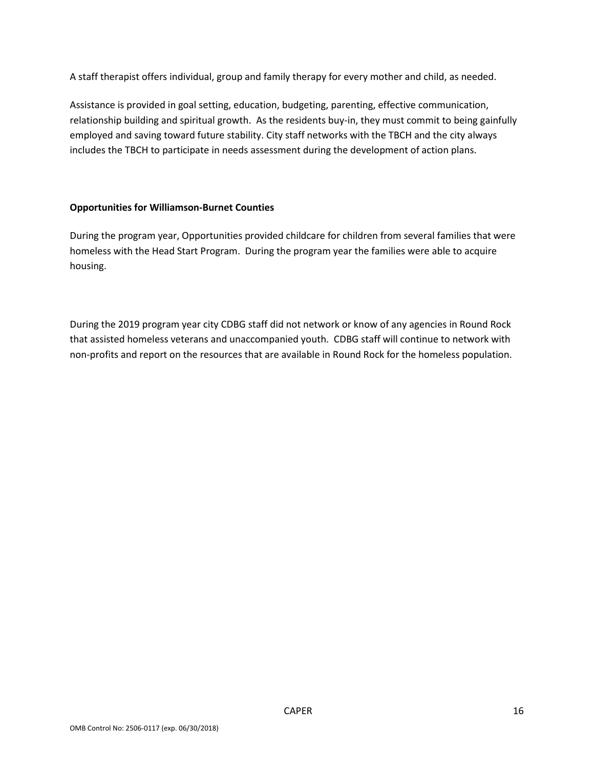A staff therapist offers individual, group and family therapy for every mother and child, as needed.

Assistance is provided in goal setting, education, budgeting, parenting, effective communication, relationship building and spiritual growth. As the residents buy-in, they must commit to being gainfully employed and saving toward future stability. City staff networks with the TBCH and the city always includes the TBCH to participate in needs assessment during the development of action plans.

**Opportunities for Williamson-Burnet Counties**

During the program year, Opportunities provided childcare for children from several families that were homeless with the Head Start Program. During the program year the families were able to acquire housing.

During the 2019 program year city CDBG staff did not network or know of any agencies in Round Rock that assisted homeless veterans and unaccompanied youth. CDBG staff will continue to network with non-profits and report on the resources that are available in Round Rock for the homeless population.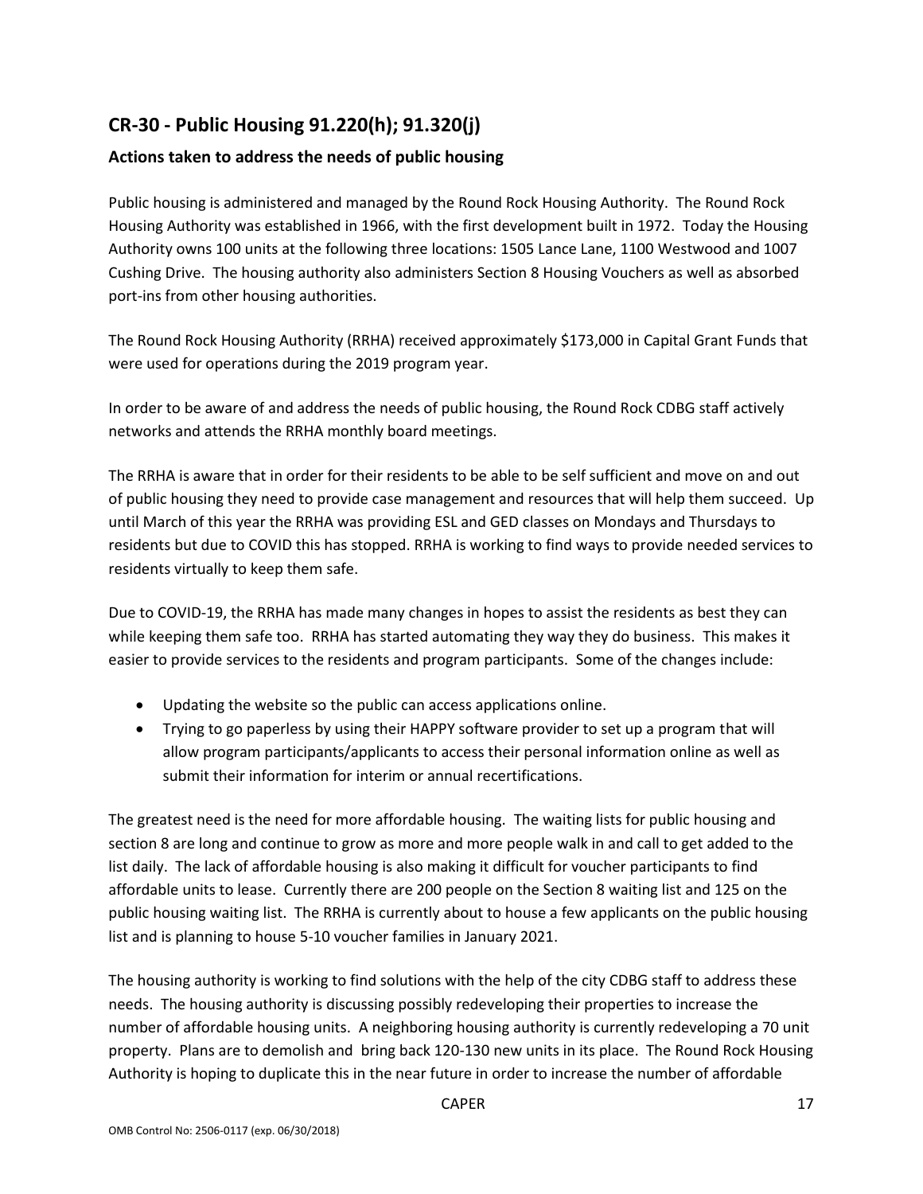## CR-30 - Public Housing 91.220(h); 91.320(j)

### Actions taken to address the needs of public housing

Public housing is administered and managed by the Round Rock Housing Authority. The Round Rock Housing Authority was established in 1966, with the first development built in 1972. Today the Housing Authority owns 100 units at the following three locations: 1505 Lance Lane, 1100 Westwood and 1007 Cushing Drive. The housing authority also administers Section 8 Housing Vouchers as well as absorbed port-ins from other housing authorities.

The Round Rock Housing Authority (RRHA) received approximately $173,000 in Capital Grant Funds that were used for operations during the 2019 program year.

In order to be aware of and address the needs of public housing, the Round Rock CDBG staff actively networks and attends the RRHA monthly board meetings.

The RRHA is aware that in order for their residents to be able to be self sufficient and move on and out of public housing they need to provide case management and resources that will help them succeed. Up until March of this year the RRHA was providing ESL and GED classes on Mondays and Thursdays to residents but due to COVID this has stopped. RRHA is working to find ways to provide needed services to residents virtually to keep them safe.

Due to COVID-19, the RRHA has made many changes in hopes to assist the residents as best they can while keeping them safe too. RRHA has started automating they way they do business. This makes it easier to provide services to the residents and program participants. Some of the changes include:

- Updating the website so the public can access applications online.
- Trying to go paperless by using their HAPPY software provider to set up a program that will allow program participants/applicants to access their personal information online as well as submit their information for interim or annual recertifications.

The greatest need is the need for more affordable housing. The waiting lists for public housing and section 8 are long and continue to grow as more and more people walk in and call to get added to the list daily. The lack of affordable housing is also making it difficult for voucher participants to find affordable units to lease. Currently there are 200 people on the Section 8 waiting list and 125 on the public housing waiting list. The RRHA is currently about to house a few applicants on the public housing list and is planning to house 5-10 voucher families in January 2021.

The housing authority is working to find solutions with the help of the city CDBG staff to address these needs. The housing authority is discussing possibly redeveloping their properties to increase the number of affordable housing units. A neighboring housing authority is currently redeveloping a 70 unit property. Plans are to demolish and bring back 120-130 new units in its place. The Round Rock Housing Authority is hoping to duplicate this in the near future in order to increase the number of affordable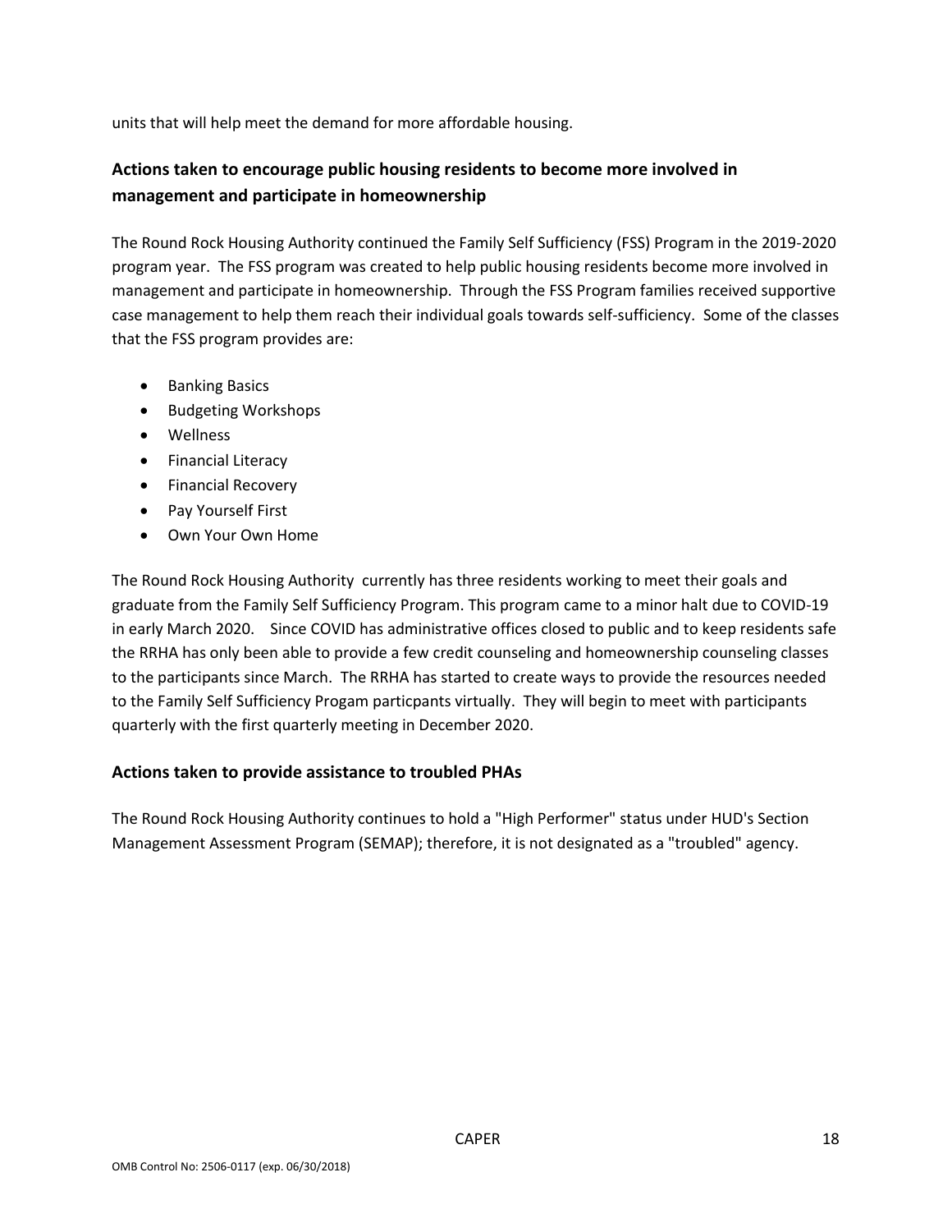units that will help meet the demand for more affordable housing.

## Actions taken to encourage public housing residents to become more involved in management and participate in homeownership

The Round Rock Housing Authority continued the Family Self Sufficiency (FSS) Program in the 2019-2020 program year. The FSS program was created to help public housing residents become more involved in management and participate in homeownership. Through the FSS Program families received supportive case management to help them reach their individual goals towards self-sufficiency. Some of the classes that the FSS program provides are:

- Banking Basics
- Budgeting Workshops
- Wellness
- Financial Literacy
- Financial Recovery
- Pay Yourself First
- Own Your Own Home

The Round Rock Housing Authority currently has three residents working to meet their goals and graduate from the Family Self Sufficiency Program. This program came to a minor halt due to COVID-19 in early March 2020. Since COVID has administrative offices closed to public and to keep residents safe the RRHA has only been able to provide a few credit counseling and homeownership counseling classes to the participants since March. The RRHA has started to create ways to provide the resources needed to the Family Self Sufficiency Progam particpants virtually. They will begin to meet with participants quarterly with the first quarterly meeting in December 2020.

## Actions taken to provide assistance to troubled PHAs

The Round Rock Housing Authority continues to hold a "High Performer" status under HUD's Section Management Assessment Program (SEMAP); therefore, it is not designated as a "troubled" agency.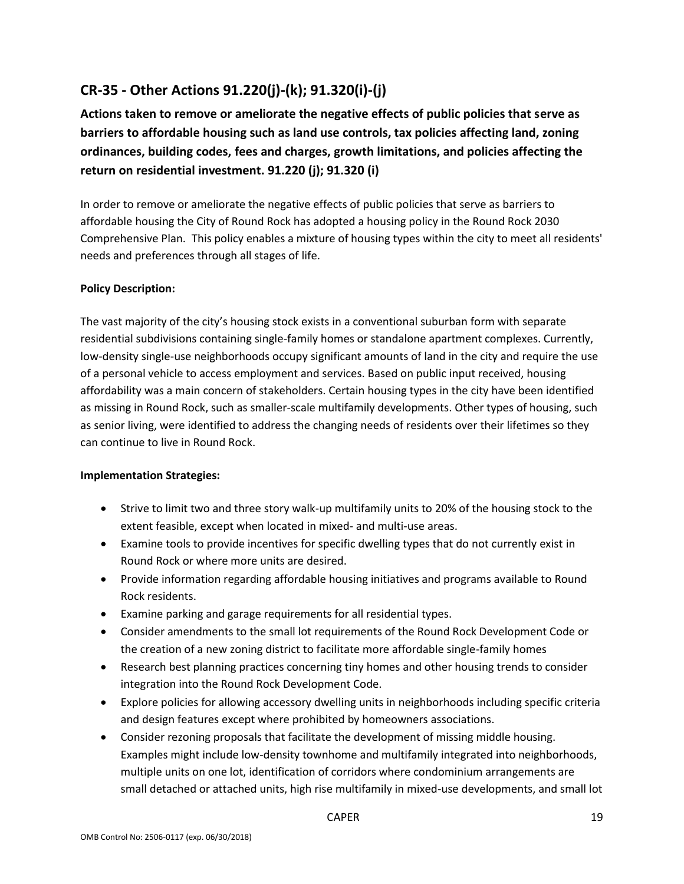## CR-35 - Other Actions 91.220(j)-(k); 91.320(i)-(j)

**Actions taken to remove or ameliorate the negative effects of public policies that serve as barriers to affordable housing such as land use controls, tax policies affecting land, zoning ordinances, building codes, fees and charges, growth limitations, and policies affecting the return on residential investment. 91.220 (j); 91.320 (i)**

In order to remove or ameliorate the negative effects of public policies that serve as barriers to affordable housing the City of Round Rock has adopted a housing policy in the Round Rock 2030 Comprehensive Plan. This policy enables a mixture of housing types within the city to meet all residents' needs and preferences through all stages of life.

**Policy Description:**

The vast majority of the city's housing stock exists in a conventional suburban form with separate residential subdivisions containing single-family homes or standalone apartment complexes. Currently, low-density single-use neighborhoods occupy significant amounts of land in the city and require the use of a personal vehicle to access employment and services. Based on public input received, housing affordability was a main concern of stakeholders. Certain housing types in the city have been identified as missing in Round Rock, such as smaller-scale multifamily developments. Other types of housing, such as senior living, were identified to address the changing needs of residents over their lifetimes so they can continue to live in Round Rock.

**Implementation Strategies:**

- Strive to limit two and three story walk-up multifamily units to 20% of the housing stock to the extent feasible, except when located in mixed- and multi-use areas.
- Examine tools to provide incentives for specific dwelling types that do not currently exist in Round Rock or where more units are desired.
- Provide information regarding affordable housing initiatives and programs available to Round Rock residents.
- Examine parking and garage requirements for all residential types.
- Consider amendments to the small lot requirements of the Round Rock Development Code or the creation of a new zoning district to facilitate more affordable single-family homes
- Research best planning practices concerning tiny homes and other housing trends to consider integration into the Round Rock Development Code.
- Explore policies for allowing accessory dwelling units in neighborhoods including specific criteria and design features except where prohibited by homeowners associations.
- Consider rezoning proposals that facilitate the development of missing middle housing. Examples might include low-density townhome and multifamily integrated into neighborhoods, multiple units on one lot, identification of corridors where condominium arrangements are small detached or attached units, high rise multifamily in mixed-use developments, and small lot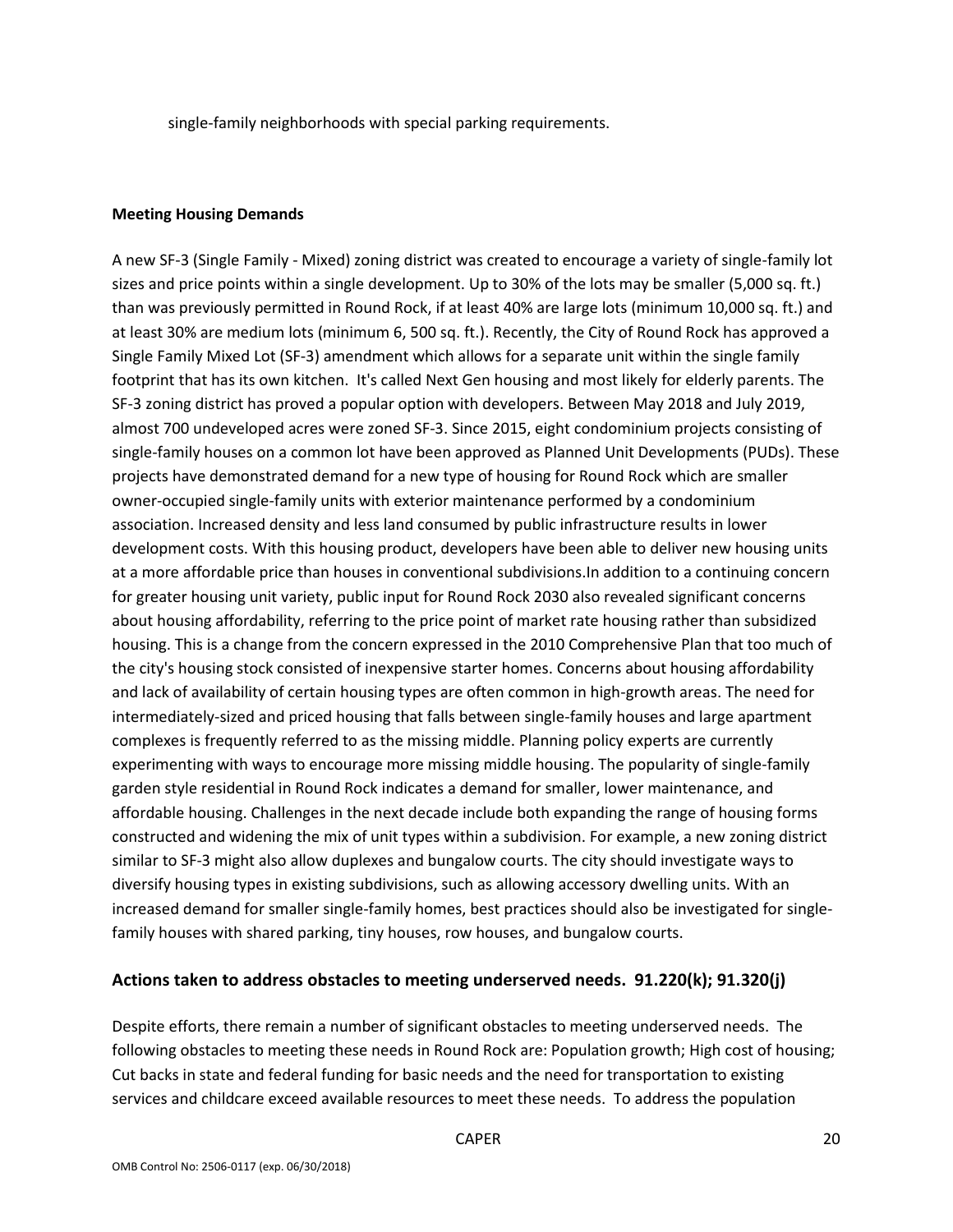single-family neighborhoods with special parking requirements.

**Meeting Housing Demands**

A new SF-3 (Single Family - Mixed) zoning district was created to encourage a variety of single-family lot sizes and price points within a single development. Up to 30% of the lots may be smaller (5,000 sq. ft.) than was previously permitted in Round Rock, if at least 40% are large lots (minimum 10,000 sq. ft.) and at least 30% are medium lots (minimum 6, 500 sq. ft.). Recently, the City of Round Rock has approved a Single Family Mixed Lot (SF-3) amendment which allows for a separate unit within the single family footprint that has its own kitchen. It's called Next Gen housing and most likely for elderly parents. The SF-3 zoning district has proved a popular option with developers. Between May 2018 and July 2019, almost 700 undeveloped acres were zoned SF-3. Since 2015, eight condominium projects consisting of single-family houses on a common lot have been approved as Planned Unit Developments (PUDs). These projects have demonstrated demand for a new type of housing for Round Rock which are smaller owner-occupied single-family units with exterior maintenance performed by a condominium association. Increased density and less land consumed by public infrastructure results in lower development costs. With this housing product, developers have been able to deliver new housing units at a more affordable price than houses in conventional subdivisions.In addition to a continuing concern for greater housing unit variety, public input for Round Rock 2030 also revealed significant concerns about housing affordability, referring to the price point of market rate housing rather than subsidized housing. This is a change from the concern expressed in the 2010 Comprehensive Plan that too much of the city's housing stock consisted of inexpensive starter homes. Concerns about housing affordability and lack of availability of certain housing types are often common in high-growth areas. The need for intermediately-sized and priced housing that falls between single-family houses and large apartment complexes is frequently referred to as the missing middle. Planning policy experts are currently experimenting with ways to encourage more missing middle housing. The popularity of single-family garden style residential in Round Rock indicates a demand for smaller, lower maintenance, and affordable housing. Challenges in the next decade include both expanding the range of housing forms constructed and widening the mix of unit types within a subdivision. For example, a new zoning district similar to SF-3 might also allow duplexes and bungalow courts. The city should investigate ways to diversify housing types in existing subdivisions, such as allowing accessory dwelling units. With an increased demand for smaller single-family homes, best practices should also be investigated for single-family houses with shared parking, tiny houses, row houses, and bungalow courts.

## Actions taken to address obstacles to meeting underserved needs. 91.220(k); 91.320(j)

Despite efforts, there remain a number of significant obstacles to meeting underserved needs. The following obstacles to meeting these needs in Round Rock are: Population growth; High cost of housing; Cut backs in state and federal funding for basic needs and the need for transportation to existing services and childcare exceed available resources to meet these needs. To address the population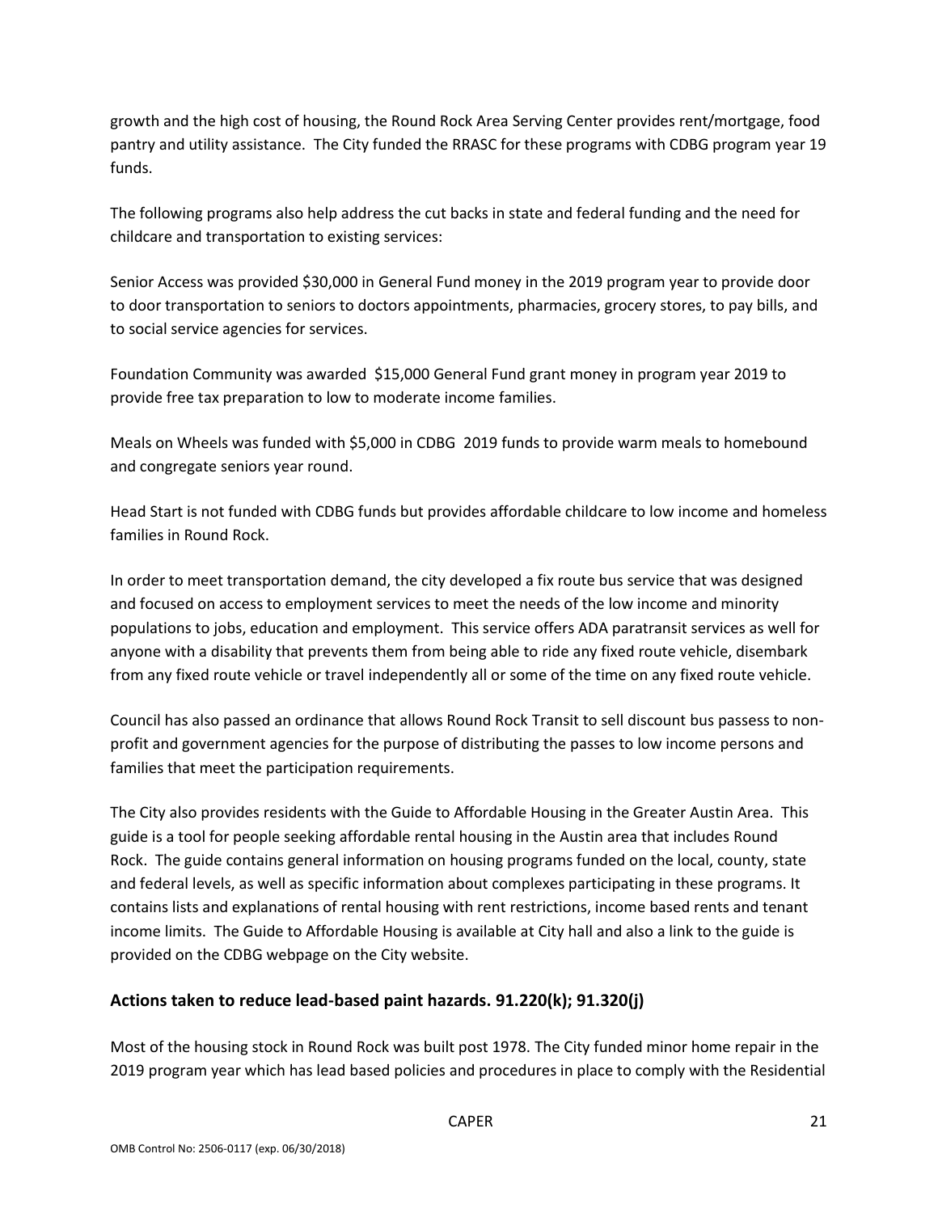growth and the high cost of housing, the Round Rock Area Serving Center provides rent/mortgage, food pantry and utility assistance. The City funded the RRASC for these programs with CDBG program year 19 funds.

The following programs also help address the cut backs in state and federal funding and the need for childcare and transportation to existing services:

Senior Access was provided $30,000 in General Fund money in the 2019 program year to provide door to door transportation to seniors to doctors appointments, pharmacies, grocery stores, to pay bills, and to social service agencies for services.

Foundation Community was awarded $15,000 General Fund grant money in program year 2019 to provide free tax preparation to low to moderate income families.

Meals on Wheels was funded with $5,000 in CDBG 2019 funds to provide warm meals to homebound and congregate seniors year round.

Head Start is not funded with CDBG funds but provides affordable childcare to low income and homeless families in Round Rock.

In order to meet transportation demand, the city developed a fix route bus service that was designed and focused on access to employment services to meet the needs of the low income and minority populations to jobs, education and employment. This service offers ADA paratransit services as well for anyone with a disability that prevents them from being able to ride any fixed route vehicle, disembark from any fixed route vehicle or travel independently all or some of the time on any fixed route vehicle.

Council has also passed an ordinance that allows Round Rock Transit to sell discount bus passess to non-profit and government agencies for the purpose of distributing the passes to low income persons and families that meet the participation requirements.

The City also provides residents with the Guide to Affordable Housing in the Greater Austin Area. This guide is a tool for people seeking affordable rental housing in the Austin area that includes Round Rock. The guide contains general information on housing programs funded on the local, county, state and federal levels, as well as specific information about complexes participating in these programs. It contains lists and explanations of rental housing with rent restrictions, income based rents and tenant income limits. The Guide to Affordable Housing is available at City hall and also a link to the guide is provided on the CDBG webpage on the City website.

## Actions taken to reduce lead-based paint hazards. 91.220(k); 91.320(j)

Most of the housing stock in Round Rock was built post 1978. The City funded minor home repair in the 2019 program year which has lead based policies and procedures in place to comply with the Residential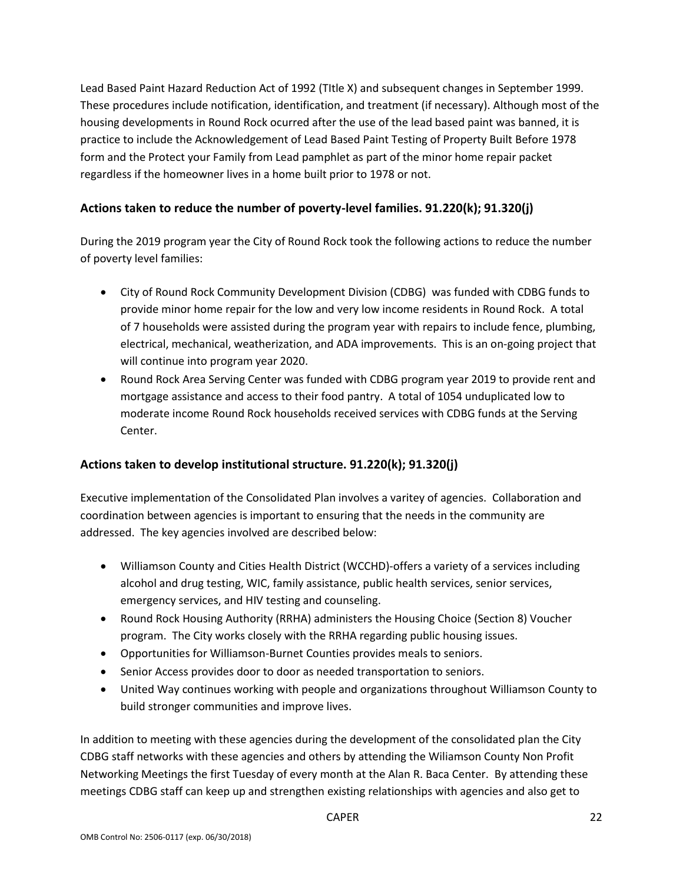Lead Based Paint Hazard Reduction Act of 1992 (TItle X) and subsequent changes in September 1999. These procedures include notification, identification, and treatment (if necessary). Although most of the housing developments in Round Rock ocurred after the use of the lead based paint was banned, it is practice to include the Acknowledgement of Lead Based Paint Testing of Property Built Before 1978 form and the Protect your Family from Lead pamphlet as part of the minor home repair packet regardless if the homeowner lives in a home built prior to 1978 or not.

## Actions taken to reduce the number of poverty-level families. 91.220(k); 91.320(j)

During the 2019 program year the City of Round Rock took the following actions to reduce the number of poverty level families:

- City of Round Rock Community Development Division (CDBG) was funded with CDBG funds to provide minor home repair for the low and very low income residents in Round Rock. A total of 7 households were assisted during the program year with repairs to include fence, plumbing, electrical, mechanical, weatherization, and ADA improvements. This is an on-going project that will continue into program year 2020.
- Round Rock Area Serving Center was funded with CDBG program year 2019 to provide rent and mortgage assistance and access to their food pantry. A total of 1054 unduplicated low to moderate income Round Rock households received services with CDBG funds at the Serving Center.

## Actions taken to develop institutional structure. 91.220(k); 91.320(j)

Executive implementation of the Consolidated Plan involves a varitey of agencies. Collaboration and coordination between agencies is important to ensuring that the needs in the community are addressed. The key agencies involved are described below:

- Williamson County and Cities Health District (WCCHD)-offers a variety of a services including alcohol and drug testing, WIC, family assistance, public health services, senior services, emergency services, and HIV testing and counseling.
- Round Rock Housing Authority (RRHA) administers the Housing Choice (Section 8) Voucher program. The City works closely with the RRHA regarding public housing issues.
- Opportunities for Williamson-Burnet Counties provides meals to seniors.
- Senior Access provides door to door as needed transportation to seniors.
- United Way continues working with people and organizations throughout Williamson County to build stronger communities and improve lives.

In addition to meeting with these agencies during the development of the consolidated plan the City CDBG staff networks with these agencies and others by attending the Wiliamson County Non Profit Networking Meetings the first Tuesday of every month at the Alan R. Baca Center. By attending these meetings CDBG staff can keep up and strengthen existing relationships with agencies and also get to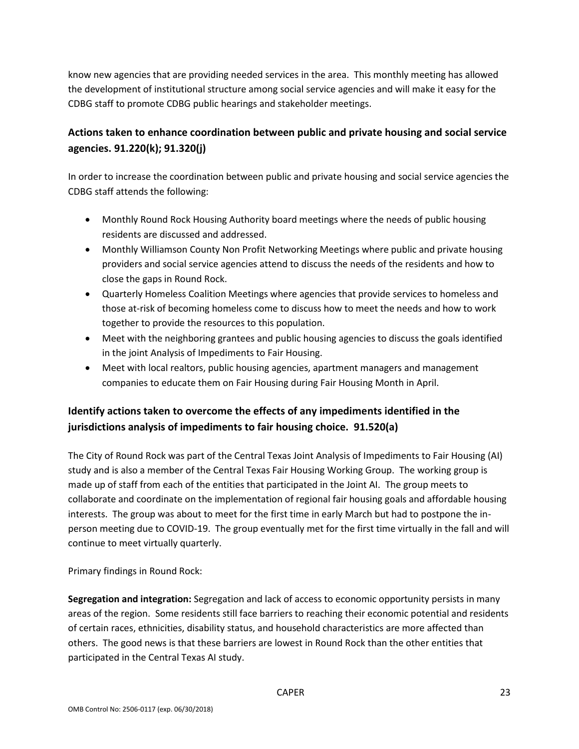know new agencies that are providing needed services in the area. This monthly meeting has allowed the development of institutional structure among social service agencies and will make it easy for the CDBG staff to promote CDBG public hearings and stakeholder meetings.

## Actions taken to enhance coordination between public and private housing and social service agencies. 91.220(k); 91.320(j)

In order to increase the coordination between public and private housing and social service agencies the CDBG staff attends the following:

- Monthly Round Rock Housing Authority board meetings where the needs of public housing residents are discussed and addressed.
- Monthly Williamson County Non Profit Networking Meetings where public and private housing providers and social service agencies attend to discuss the needs of the residents and how to close the gaps in Round Rock.
- Quarterly Homeless Coalition Meetings where agencies that provide services to homeless and those at-risk of becoming homeless come to discuss how to meet the needs and how to work together to provide the resources to this population.
- Meet with the neighboring grantees and public housing agencies to discuss the goals identified in the joint Analysis of Impediments to Fair Housing.
- Meet with local realtors, public housing agencies, apartment managers and management companies to educate them on Fair Housing during Fair Housing Month in April.

## Identify actions taken to overcome the effects of any impediments identified in the jurisdictions analysis of impediments to fair housing choice. 91.520(a)

The City of Round Rock was part of the Central Texas Joint Analysis of Impediments to Fair Housing (AI) study and is also a member of the Central Texas Fair Housing Working Group. The working group is made up of staff from each of the entities that participated in the Joint AI. The group meets to collaborate and coordinate on the implementation of regional fair housing goals and affordable housing interests. The group was about to meet for the first time in early March but had to postpone the in-person meeting due to COVID-19. The group eventually met for the first time virtually in the fall and will continue to meet virtually quarterly.

Primary findings in Round Rock:

**Segregation and integration:** Segregation and lack of access to economic opportunity persists in many areas of the region. Some residents still face barriers to reaching their economic potential and residents of certain races, ethnicities, disability status, and household characteristics are more affected than others. The good news is that these barriers are lowest in Round Rock than the other entities that participated in the Central Texas AI study.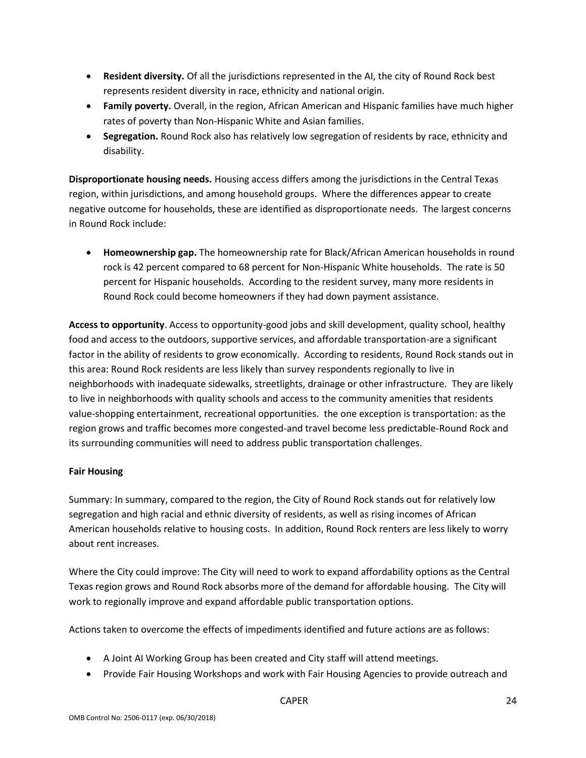- **Resident diversity.** Of all the jurisdictions represented in the AI, the city of Round Rock best represents resident diversity in race, ethnicity and national origin.
- **Family poverty.** Overall, in the region, African American and Hispanic families have much higher rates of poverty than Non-Hispanic White and Asian families.
- **Segregation.** Round Rock also has relatively low segregation of residents by race, ethnicity and disability.

**Disproportionate housing needs.** Housing access differs among the jurisdictions in the Central Texas region, within jurisdictions, and among household groups. Where the differences appear to create negative outcome for households, these are identified as disproportionate needs. The largest concerns in Round Rock include:

- **Homeownership gap.** The homeownership rate for Black/African American households in round rock is 42 percent compared to 68 percent for Non-Hispanic White households. The rate is 50 percent for Hispanic households. According to the resident survey, many more residents in Round Rock could become homeowners if they had down payment assistance.

**Access to opportunity**. Access to opportunity-good jobs and skill development, quality school, healthy food and access to the outdoors, supportive services, and affordable transportation-are a significant factor in the ability of residents to grow economically. According to residents, Round Rock stands out in this area: Round Rock residents are less likely than survey respondents regionally to live in neighborhoods with inadequate sidewalks, streetlights, drainage or other infrastructure. They are likely to live in neighborhoods with quality schools and access to the community amenities that residents value-shopping entertainment, recreational opportunities. the one exception is transportation: as the region grows and traffic becomes more congested-and travel become less predictable-Round Rock and its surrounding communities will need to address public transportation challenges.

**Fair Housing**

Summary: In summary, compared to the region, the City of Round Rock stands out for relatively low segregation and high racial and ethnic diversity of residents, as well as rising incomes of African American households relative to housing costs. In addition, Round Rock renters are less likely to worry about rent increases.

Where the City could improve: The City will need to work to expand affordability options as the Central Texas region grows and Round Rock absorbs more of the demand for affordable housing. The City will work to regionally improve and expand affordable public transportation options.

Actions taken to overcome the effects of impediments identified and future actions are as follows:

- A Joint AI Working Group has been created and City staff will attend meetings.
- Provide Fair Housing Workshops and work with Fair Housing Agencies to provide outreach and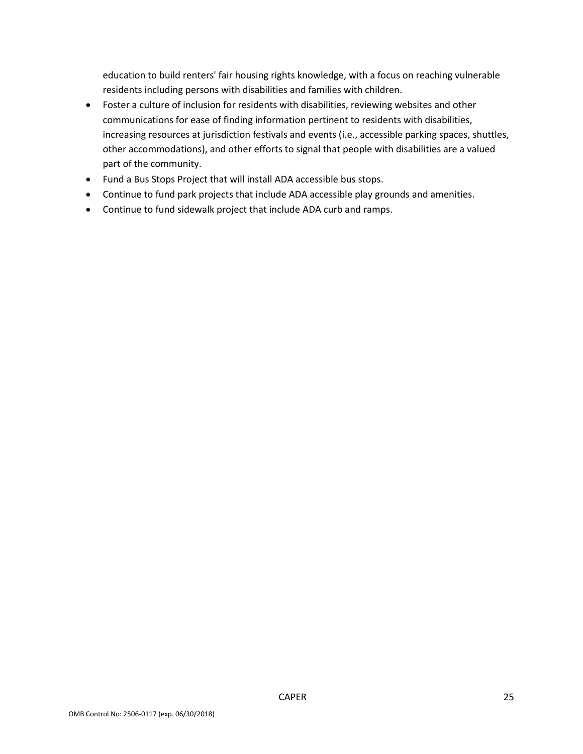education to build renters' fair housing rights knowledge, with a focus on reaching vulnerable residents including persons with disabilities and families with children.

- Foster a culture of inclusion for residents with disabilities, reviewing websites and other communications for ease of finding information pertinent to residents with disabilities, increasing resources at jurisdiction festivals and events (i.e., accessible parking spaces, shuttles, other accommodations), and other efforts to signal that people with disabilities are a valued part of the community.
- Fund a Bus Stops Project that will install ADA accessible bus stops.
- Continue to fund park projects that include ADA accessible play grounds and amenities.
- Continue to fund sidewalk project that include ADA curb and ramps.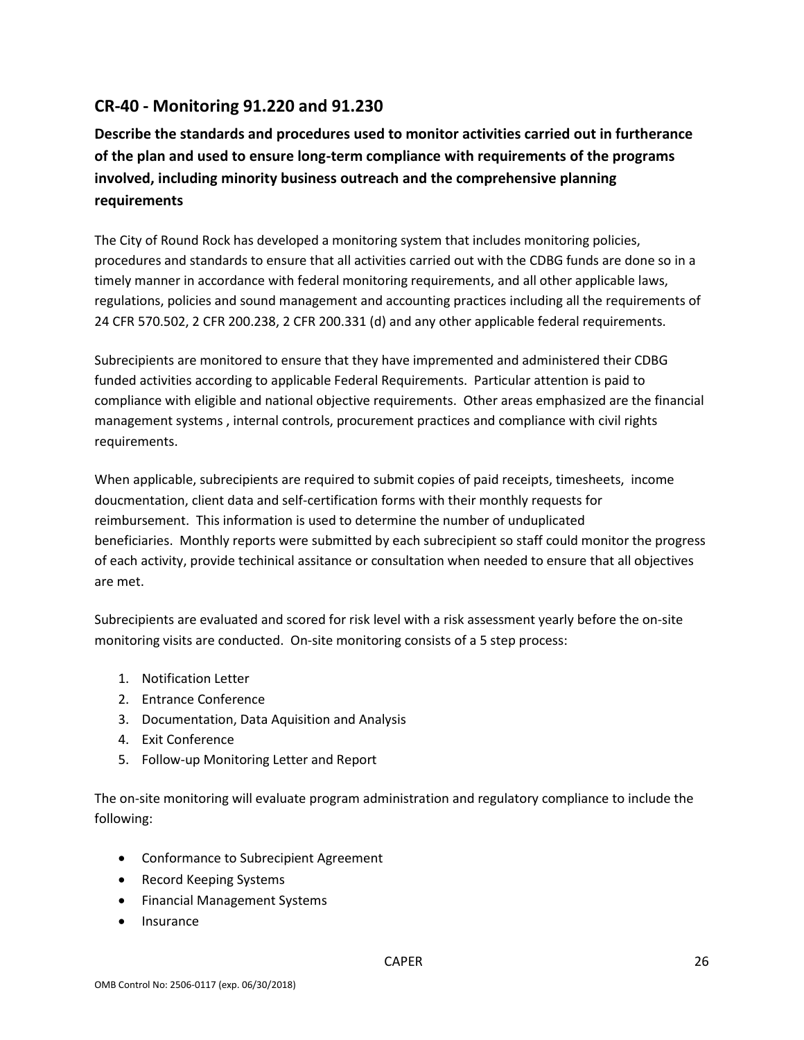## CR-40 - Monitoring 91.220 and 91.230

**Describe the standards and procedures used to monitor activities carried out in furtherance of the plan and used to ensure long-term compliance with requirements of the programs involved, including minority business outreach and the comprehensive planning requirements**

The City of Round Rock has developed a monitoring system that includes monitoring policies, procedures and standards to ensure that all activities carried out with the CDBG funds are done so in a timely manner in accordance with federal monitoring requirements, and all other applicable laws, regulations, policies and sound management and accounting practices including all the requirements of 24 CFR 570.502, 2 CFR 200.238, 2 CFR 200.331 (d) and any other applicable federal requirements.

Subrecipients are monitored to ensure that they have impremented and administered their CDBG funded activities according to applicable Federal Requirements. Particular attention is paid to compliance with eligible and national objective requirements. Other areas emphasized are the financial management systems , internal controls, procurement practices and compliance with civil rights requirements.

When applicable, subrecipients are required to submit copies of paid receipts, timesheets, income doucmentation, client data and self-certification forms with their monthly requests for reimbursement. This information is used to determine the number of unduplicated beneficiaries. Monthly reports were submitted by each subrecipient so staff could monitor the progress of each activity, provide techinical assitance or consultation when needed to ensure that all objectives are met.

Subrecipients are evaluated and scored for risk level with a risk assessment yearly before the on-site monitoring visits are conducted. On-site monitoring consists of a 5 step process:

1. Notification Letter
2. Entrance Conference
3. Documentation, Data Aquisition and Analysis
4. Exit Conference
5. Follow-up Monitoring Letter and Report

The on-site monitoring will evaluate program administration and regulatory compliance to include the following:

- Conformance to Subrecipient Agreement
- Record Keeping Systems
- Financial Management Systems
- Insurance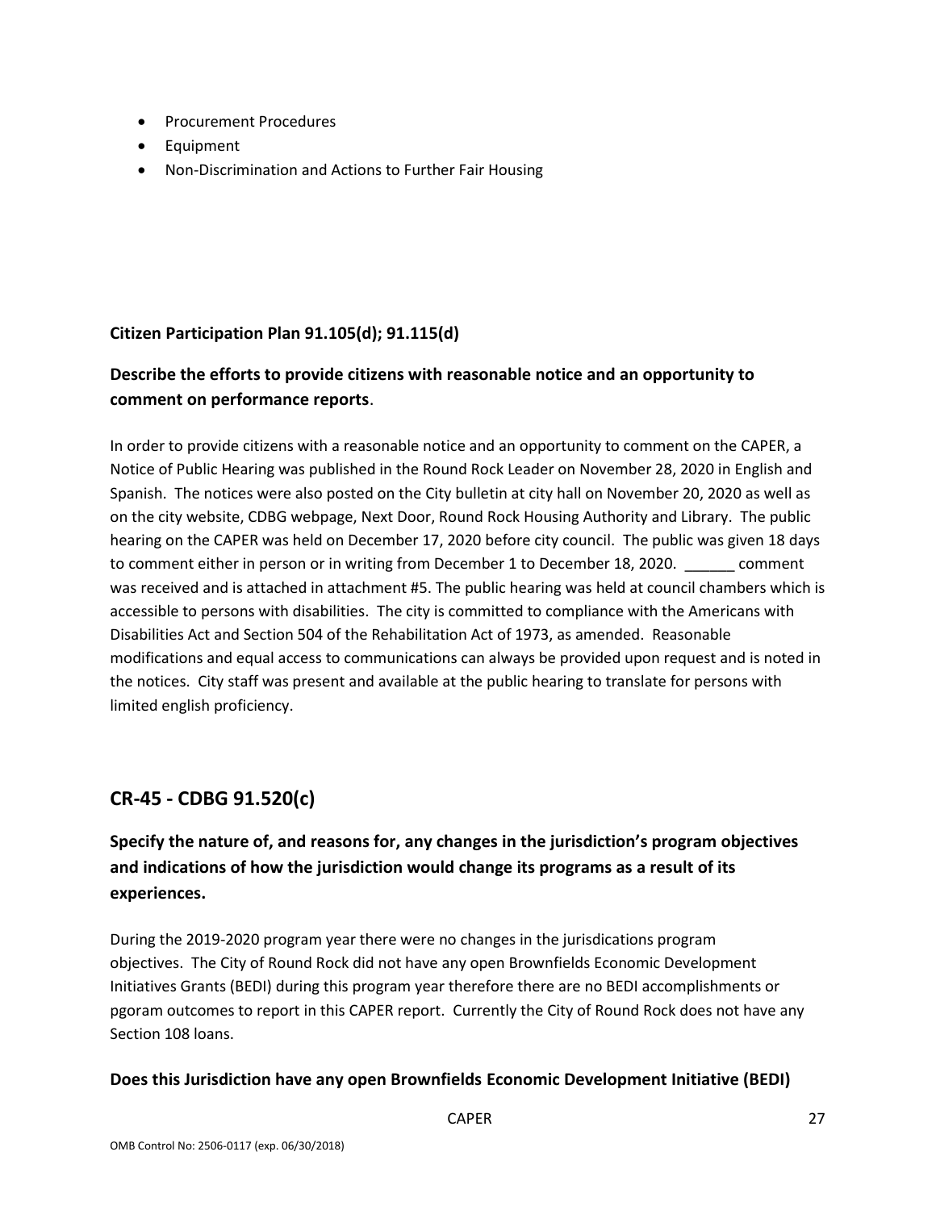- Procurement Procedures
- Equipment
- Non-Discrimination and Actions to Further Fair Housing

**Citizen Participation Plan 91.105(d); 91.115(d)**

### Describe the efforts to provide citizens with reasonable notice and an opportunity to comment on performance reports.

In order to provide citizens with a reasonable notice and an opportunity to comment on the CAPER, a Notice of Public Hearing was published in the Round Rock Leader on November 28, 2020 in English and Spanish. The notices were also posted on the City bulletin at city hall on November 20, 2020 as well as on the city website, CDBG webpage, Next Door, Round Rock Housing Authority and Library. The public hearing on the CAPER was held on December 17, 2020 before city council. The public was given 18 days to comment either in person or in writing from December 1 to December 18, 2020. ______ comment was received and is attached in attachment #5. The public hearing was held at council chambers which is accessible to persons with disabilities. The city is committed to compliance with the Americans with Disabilities Act and Section 504 of the Rehabilitation Act of 1973, as amended. Reasonable modifications and equal access to communications can always be provided upon request and is noted in the notices. City staff was present and available at the public hearing to translate for persons with limited english proficiency.

## CR-45 - CDBG 91.520(c)

### Specify the nature of, and reasons for, any changes in the jurisdiction's program objectives and indications of how the jurisdiction would change its programs as a result of its experiences.

During the 2019-2020 program year there were no changes in the jurisdications program objectives. The City of Round Rock did not have any open Brownfields Economic Development Initiatives Grants (BEDI) during this program year therefore there are no BEDI accomplishments or pgoram outcomes to report in this CAPER report. Currently the City of Round Rock does not have any Section 108 loans.

**Does this Jurisdiction have any open Brownfields Economic Development Initiative (BEDI)**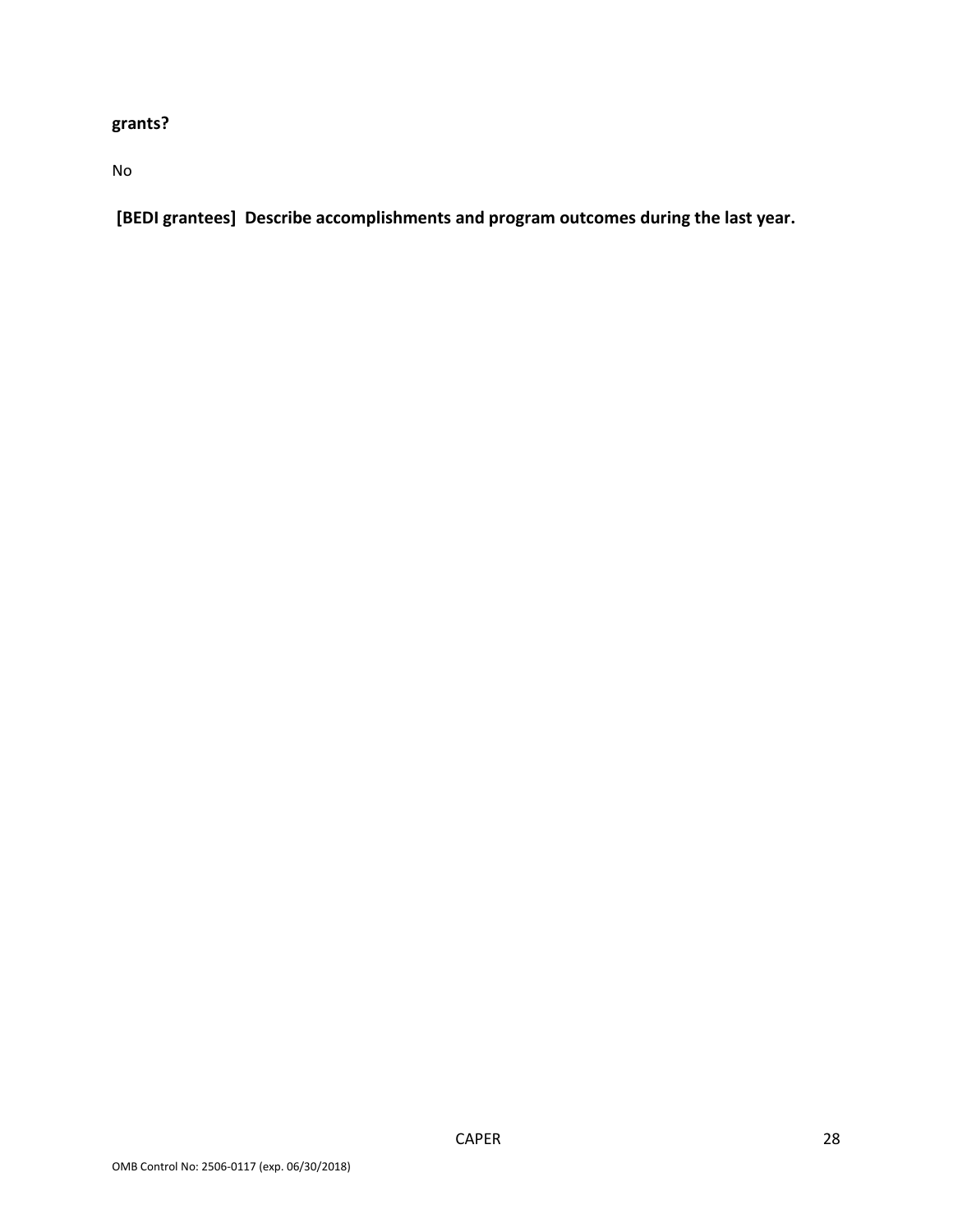**grants?**

No

**[BEDI grantees] Describe accomplishments and program outcomes during the last year.**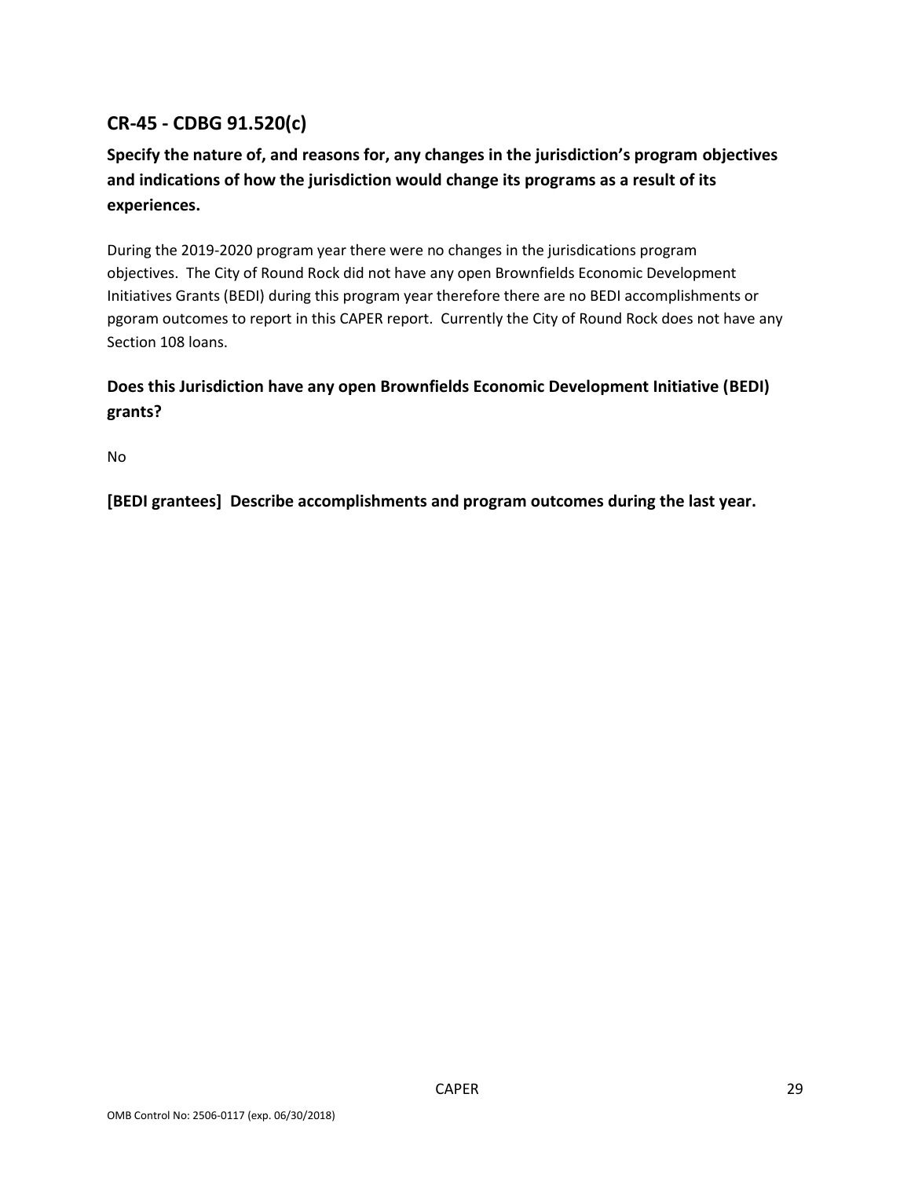## CR-45 - CDBG 91.520(c)

**Specify the nature of, and reasons for, any changes in the jurisdiction's program objectives and indications of how the jurisdiction would change its programs as a result of its experiences.**

During the 2019-2020 program year there were no changes in the jurisdications program objectives. The City of Round Rock did not have any open Brownfields Economic Development Initiatives Grants (BEDI) during this program year therefore there are no BEDI accomplishments or pgoram outcomes to report in this CAPER report. Currently the City of Round Rock does not have any Section 108 loans.

**Does this Jurisdiction have any open Brownfields Economic Development Initiative (BEDI) grants?**

No

**[BEDI grantees] Describe accomplishments and program outcomes during the last year.**